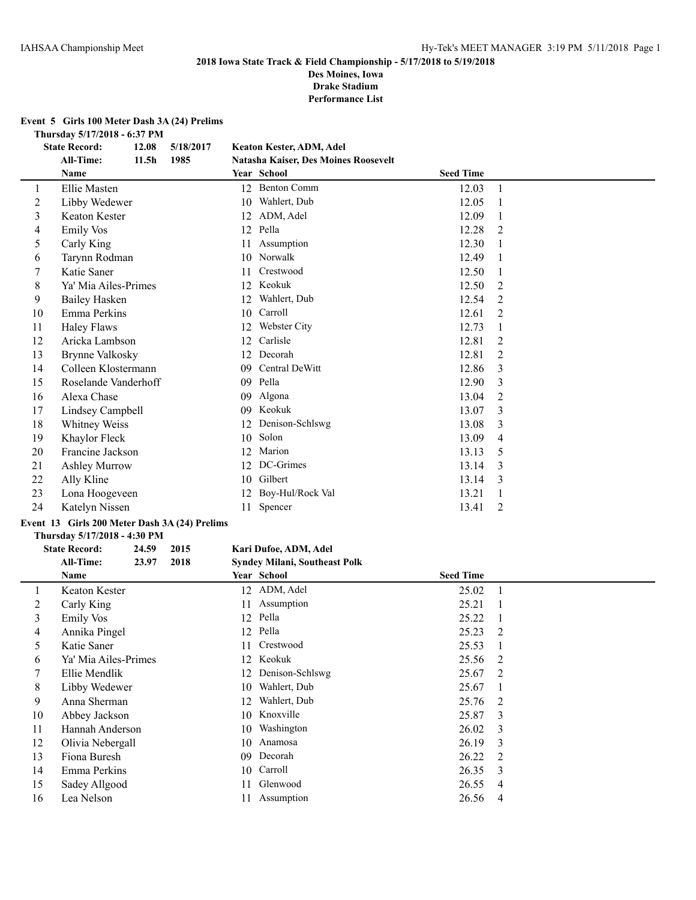**2018 Iowa State Track & Field Championship - 5/17/2018 to 5/19/2018**

**Des Moines, Iowa**

**Drake Stadium**

**Performance List**

**Event 5 Girls 100 Meter Dash 3A (24) Prelims**

**Thursday 5/17/2018 - 6:37 PM**

**State Record:** 12.08 5/18/2017 **Keaton Kester, ADM, Adel**

**All-Time:** 11.5h 1985 **Natasha Kaiser, Des Moines Roosevelt**

| | Name | Year | School | Seed Time | |
|---|---|---|---|---|---|
| 1 | Ellie Masten | 12 | Benton Comm | 12.03 | 1 |
| 2 | Libby Wedewer | 10 | Wahlert, Dub | 12.05 | 1 |
| 3 | Keaton Kester | 12 | ADM, Adel | 12.09 | 1 |
| 4 | Emily Vos | 12 | Pella | 12.28 | 2 |
| 5 | Carly King | 11 | Assumption | 12.30 | 1 |
| 6 | Tarynn Rodman | 10 | Norwalk | 12.49 | 1 |
| 7 | Katie Saner | 11 | Crestwood | 12.50 | 1 |
| 8 | Ya' Mia Ailes-Primes | 12 | Keokuk | 12.50 | 2 |
| 9 | Bailey Hasken | 12 | Wahlert, Dub | 12.54 | 2 |
| 10 | Emma Perkins | 10 | Carroll | 12.61 | 2 |
| 11 | Haley Flaws | 12 | Webster City | 12.73 | 1 |
| 12 | Aricka Lambson | 12 | Carlisle | 12.81 | 2 |
| 13 | Brynne Valkosky | 12 | Decorah | 12.81 | 2 |
| 14 | Colleen Klostermann | 09 | Central DeWitt | 12.86 | 3 |
| 15 | Roselande Vanderhoff | 09 | Pella | 12.90 | 3 |
| 16 | Alexa Chase | 09 | Algona | 13.04 | 2 |
| 17 | Lindsey Campbell | 09 | Keokuk | 13.07 | 3 |
| 18 | Whitney Weiss | 12 | Denison-Schlswg | 13.08 | 3 |
| 19 | Khaylor Fleck | 10 | Solon | 13.09 | 4 |
| 20 | Francine Jackson | 12 | Marion | 13.13 | 5 |
| 21 | Ashley Murrow | 12 | DC-Grimes | 13.14 | 3 |
| 22 | Ally Kline | 10 | Gilbert | 13.14 | 3 |
| 23 | Lona Hoogeveen | 12 | Boy-Hul/Rock Val | 13.21 | 1 |
| 24 | Katelyn Nissen | 11 | Spencer | 13.41 | 2 |

**Event 13 Girls 200 Meter Dash 3A (24) Prelims**

**Thursday 5/17/2018 - 4:30 PM**

**State Record:** 24.59 2015 **Kari Dufoe, ADM, Adel**

**All-Time:** 23.97 2018 **Syndey Milani, Southeast Polk**

| | Name | Year | School | Seed Time | |
|---|---|---|---|---|---|
| 1 | Keaton Kester | 12 | ADM, Adel | 25.02 | 1 |
| 2 | Carly King | 11 | Assumption | 25.21 | 1 |
| 3 | Emily Vos | 12 | Pella | 25.22 | 1 |
| 4 | Annika Pingel | 12 | Pella | 25.23 | 2 |
| 5 | Katie Saner | 11 | Crestwood | 25.53 | 1 |
| 6 | Ya' Mia Ailes-Primes | 12 | Keokuk | 25.56 | 2 |
| 7 | Ellie Mendlik | 12 | Denison-Schlswg | 25.67 | 2 |
| 8 | Libby Wedewer | 10 | Wahlert, Dub | 25.67 | 1 |
| 9 | Anna Sherman | 12 | Wahlert, Dub | 25.76 | 2 |
| 10 | Abbey Jackson | 10 | Knoxville | 25.87 | 3 |
| 11 | Hannah Anderson | 10 | Washington | 26.02 | 3 |
| 12 | Olivia Nebergall | 10 | Anamosa | 26.19 | 3 |
| 13 | Fiona Buresh | 09 | Decorah | 26.22 | 2 |
| 14 | Emma Perkins | 10 | Carroll | 26.35 | 3 |
| 15 | Sadey Allgood | 11 | Glenwood | 26.55 | 4 |
| 16 | Lea Nelson | 11 | Assumption | 26.56 | 4 |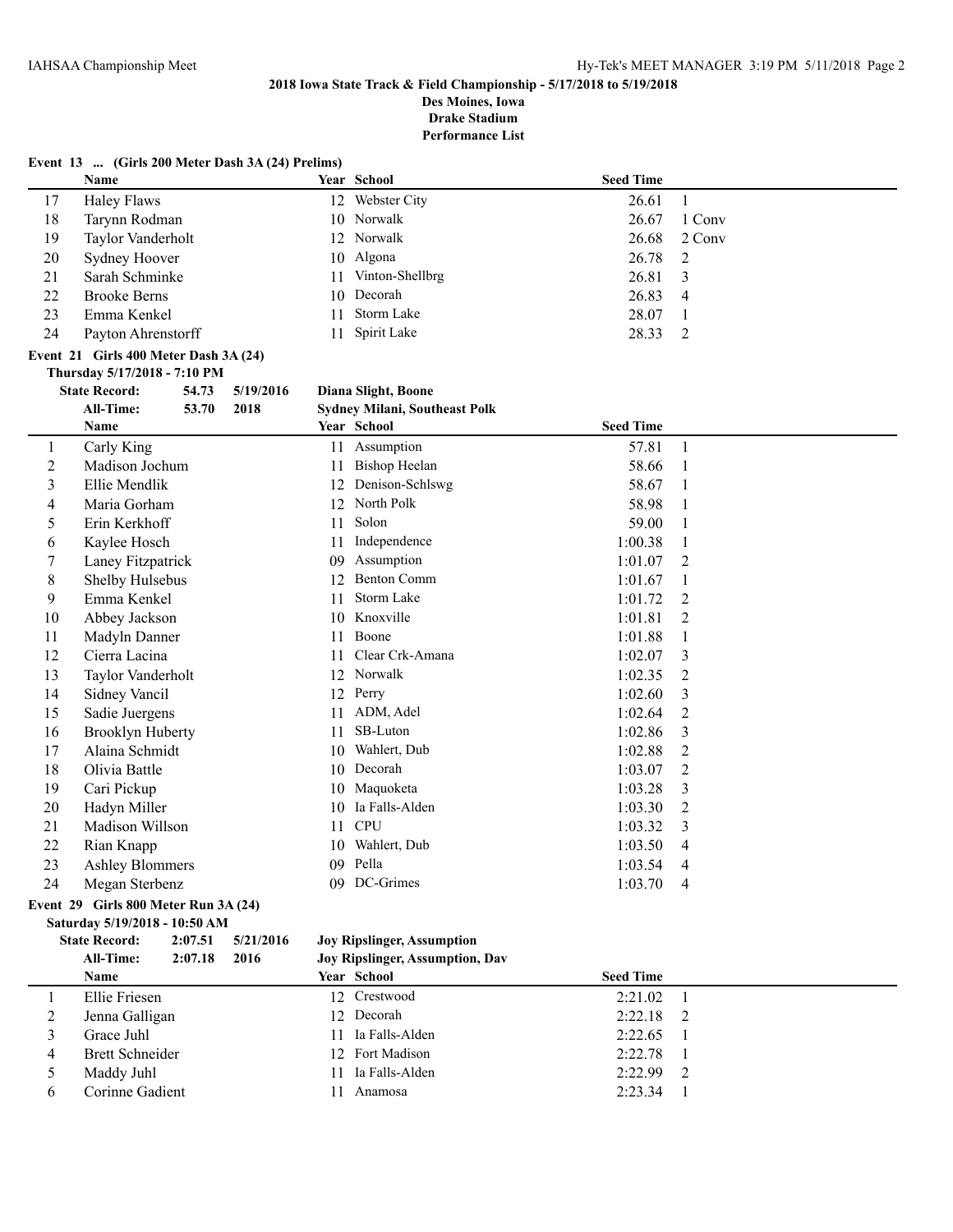**2018 Iowa State Track & Field Championship - 5/17/2018 to 5/19/2018**
**Des Moines, Iowa**
**Drake Stadium**
**Performance List**

### Event 13 ... (Girls 200 Meter Dash 3A (24) Prelims)

| | Name | Year | School | Seed Time | |
|---|---|---|---|---|---|
| 17 | Haley Flaws | 12 | Webster City | 26.61 | 1 |
| 18 | Tarynn Rodman | 10 | Norwalk | 26.67 | 1 Conv |
| 19 | Taylor Vanderholt | 12 | Norwalk | 26.68 | 2 Conv |
| 20 | Sydney Hoover | 10 | Algona | 26.78 | 2 |
| 21 | Sarah Schminke | 11 | Vinton-Shellbrg | 26.81 | 3 |
| 22 | Brooke Berns | 10 | Decorah | 26.83 | 4 |
| 23 | Emma Kenkel | 11 | Storm Lake | 28.07 | 1 |
| 24 | Payton Ahrenstorff | 11 | Spirit Lake | 28.33 | 2 |

### Event 21 Girls 400 Meter Dash 3A (24)

**Thursday 5/17/2018 - 7:10 PM**

**State Record:** 54.73 5/19/2016 **Diana Slight, Boone**
**All-Time:** 53.70 2018 **Sydney Milani, Southeast Polk**

| | Name | Year | School | Seed Time | |
|---|---|---|---|---|---|
| 1 | Carly King | 11 | Assumption | 57.81 | 1 |
| 2 | Madison Jochum | 11 | Bishop Heelan | 58.66 | 1 |
| 3 | Ellie Mendlik | 12 | Denison-Schlswg | 58.67 | 1 |
| 4 | Maria Gorham | 12 | North Polk | 58.98 | 1 |
| 5 | Erin Kerkhoff | 11 | Solon | 59.00 | 1 |
| 6 | Kaylee Hosch | 11 | Independence | 1:00.38 | 1 |
| 7 | Laney Fitzpatrick | 09 | Assumption | 1:01.07 | 2 |
| 8 | Shelby Hulsebus | 12 | Benton Comm | 1:01.67 | 1 |
| 9 | Emma Kenkel | 11 | Storm Lake | 1:01.72 | 2 |
| 10 | Abbey Jackson | 10 | Knoxville | 1:01.81 | 2 |
| 11 | Madyln Danner | 11 | Boone | 1:01.88 | 1 |
| 12 | Cierra Lacina | 11 | Clear Crk-Amana | 1:02.07 | 3 |
| 13 | Taylor Vanderholt | 12 | Norwalk | 1:02.35 | 2 |
| 14 | Sidney Vancil | 12 | Perry | 1:02.60 | 3 |
| 15 | Sadie Juergens | 11 | ADM, Adel | 1:02.64 | 2 |
| 16 | Brooklyn Huberty | 11 | SB-Luton | 1:02.86 | 3 |
| 17 | Alaina Schmidt | 10 | Wahlert, Dub | 1:02.88 | 2 |
| 18 | Olivia Battle | 10 | Decorah | 1:03.07 | 2 |
| 19 | Cari Pickup | 10 | Maquoketa | 1:03.28 | 3 |
| 20 | Hadyn Miller | 10 | Ia Falls-Alden | 1:03.30 | 2 |
| 21 | Madison Willson | 11 | CPU | 1:03.32 | 3 |
| 22 | Rian Knapp | 10 | Wahlert, Dub | 1:03.50 | 4 |
| 23 | Ashley Blommers | 09 | Pella | 1:03.54 | 4 |
| 24 | Megan Sterbenz | 09 | DC-Grimes | 1:03.70 | 4 |

### Event 29 Girls 800 Meter Run 3A (24)

**Saturday 5/19/2018 - 10:50 AM**

**State Record:** 2:07.51 5/21/2016 **Joy Ripslinger, Assumption**
**All-Time:** 2:07.18 2016 **Joy Ripslinger, Assumption, Dav**

| | Name | Year | School | Seed Time | |
|---|---|---|---|---|---|
| 1 | Ellie Friesen | 12 | Crestwood | 2:21.02 | 1 |
| 2 | Jenna Galligan | 12 | Decorah | 2:22.18 | 2 |
| 3 | Grace Juhl | 11 | Ia Falls-Alden | 2:22.65 | 1 |
| 4 | Brett Schneider | 12 | Fort Madison | 2:22.78 | 1 |
| 5 | Maddy Juhl | 11 | Ia Falls-Alden | 2:22.99 | 2 |
| 6 | Corinne Gadient | 11 | Anamosa | 2:23.34 | 1 |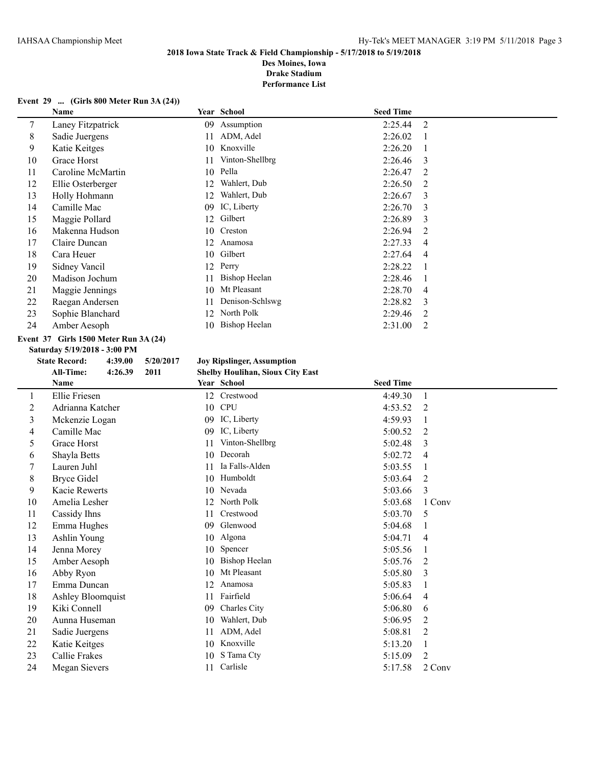**2018 Iowa State Track & Field Championship - 5/17/2018 to 5/19/2018**
**Des Moines, Iowa**
**Drake Stadium**
**Performance List**

**Event 29 ... (Girls 800 Meter Run 3A (24))**

| | Name | Year | School | Seed Time | |
|---|---|---|---|---|---|
| 7 | Laney Fitzpatrick | 09 | Assumption | 2:25.44 | 2 |
| 8 | Sadie Juergens | 11 | ADM, Adel | 2:26.02 | 1 |
| 9 | Katie Keitges | 10 | Knoxville | 2:26.20 | 1 |
| 10 | Grace Horst | 11 | Vinton-Shellbrg | 2:26.46 | 3 |
| 11 | Caroline McMartin | 10 | Pella | 2:26.47 | 2 |
| 12 | Ellie Osterberger | 12 | Wahlert, Dub | 2:26.50 | 2 |
| 13 | Holly Hohmann | 12 | Wahlert, Dub | 2:26.67 | 3 |
| 14 | Camille Mac | 09 | IC, Liberty | 2:26.70 | 3 |
| 15 | Maggie Pollard | 12 | Gilbert | 2:26.89 | 3 |
| 16 | Makenna Hudson | 10 | Creston | 2:26.94 | 2 |
| 17 | Claire Duncan | 12 | Anamosa | 2:27.33 | 4 |
| 18 | Cara Heuer | 10 | Gilbert | 2:27.64 | 4 |
| 19 | Sidney Vancil | 12 | Perry | 2:28.22 | 1 |
| 20 | Madison Jochum | 11 | Bishop Heelan | 2:28.46 | 1 |
| 21 | Maggie Jennings | 10 | Mt Pleasant | 2:28.70 | 4 |
| 22 | Raegan Andersen | 11 | Denison-Schlswg | 2:28.82 | 3 |
| 23 | Sophie Blanchard | 12 | North Polk | 2:29.46 | 2 |
| 24 | Amber Aesoph | 10 | Bishop Heelan | 2:31.00 | 2 |

**Event 37 Girls 1500 Meter Run 3A (24)**
**Saturday 5/19/2018 - 3:00 PM**

**State Record:** 4:39.00 5/20/2017 **Joy Ripslinger, Assumption**
**All-Time:** 4:26.39 2011 **Shelby Houlihan, Sioux City East**

| | Name | Year | School | Seed Time | |
|---|---|---|---|---|---|
| 1 | Ellie Friesen | 12 | Crestwood | 4:49.30 | 1 |
| 2 | Adrianna Katcher | 10 | CPU | 4:53.52 | 2 |
| 3 | Mckenzie Logan | 09 | IC, Liberty | 4:59.93 | 1 |
| 4 | Camille Mac | 09 | IC, Liberty | 5:00.52 | 2 |
| 5 | Grace Horst | 11 | Vinton-Shellbrg | 5:02.48 | 3 |
| 6 | Shayla Betts | 10 | Decorah | 5:02.72 | 4 |
| 7 | Lauren Juhl | 11 | Ia Falls-Alden | 5:03.55 | 1 |
| 8 | Bryce Gidel | 10 | Humboldt | 5:03.64 | 2 |
| 9 | Kacie Rewerts | 10 | Nevada | 5:03.66 | 3 |
| 10 | Amelia Lesher | 12 | North Polk | 5:03.68 | 1 Conv |
| 11 | Cassidy Ihns | 11 | Crestwood | 5:03.70 | 5 |
| 12 | Emma Hughes | 09 | Glenwood | 5:04.68 | 1 |
| 13 | Ashlin Young | 10 | Algona | 5:04.71 | 4 |
| 14 | Jenna Morey | 10 | Spencer | 5:05.56 | 1 |
| 15 | Amber Aesoph | 10 | Bishop Heelan | 5:05.76 | 2 |
| 16 | Abby Ryon | 10 | Mt Pleasant | 5:05.80 | 3 |
| 17 | Emma Duncan | 12 | Anamosa | 5:05.83 | 1 |
| 18 | Ashley Bloomquist | 11 | Fairfield | 5:06.64 | 4 |
| 19 | Kiki Connell | 09 | Charles City | 5:06.80 | 6 |
| 20 | Aunna Huseman | 10 | Wahlert, Dub | 5:06.95 | 2 |
| 21 | Sadie Juergens | 11 | ADM, Adel | 5:08.81 | 2 |
| 22 | Katie Keitges | 10 | Knoxville | 5:13.20 | 1 |
| 23 | Callie Frakes | 10 | S Tama Cty | 5:15.09 | 2 |
| 24 | Megan Sievers | 11 | Carlisle | 5:17.58 | 2 Conv |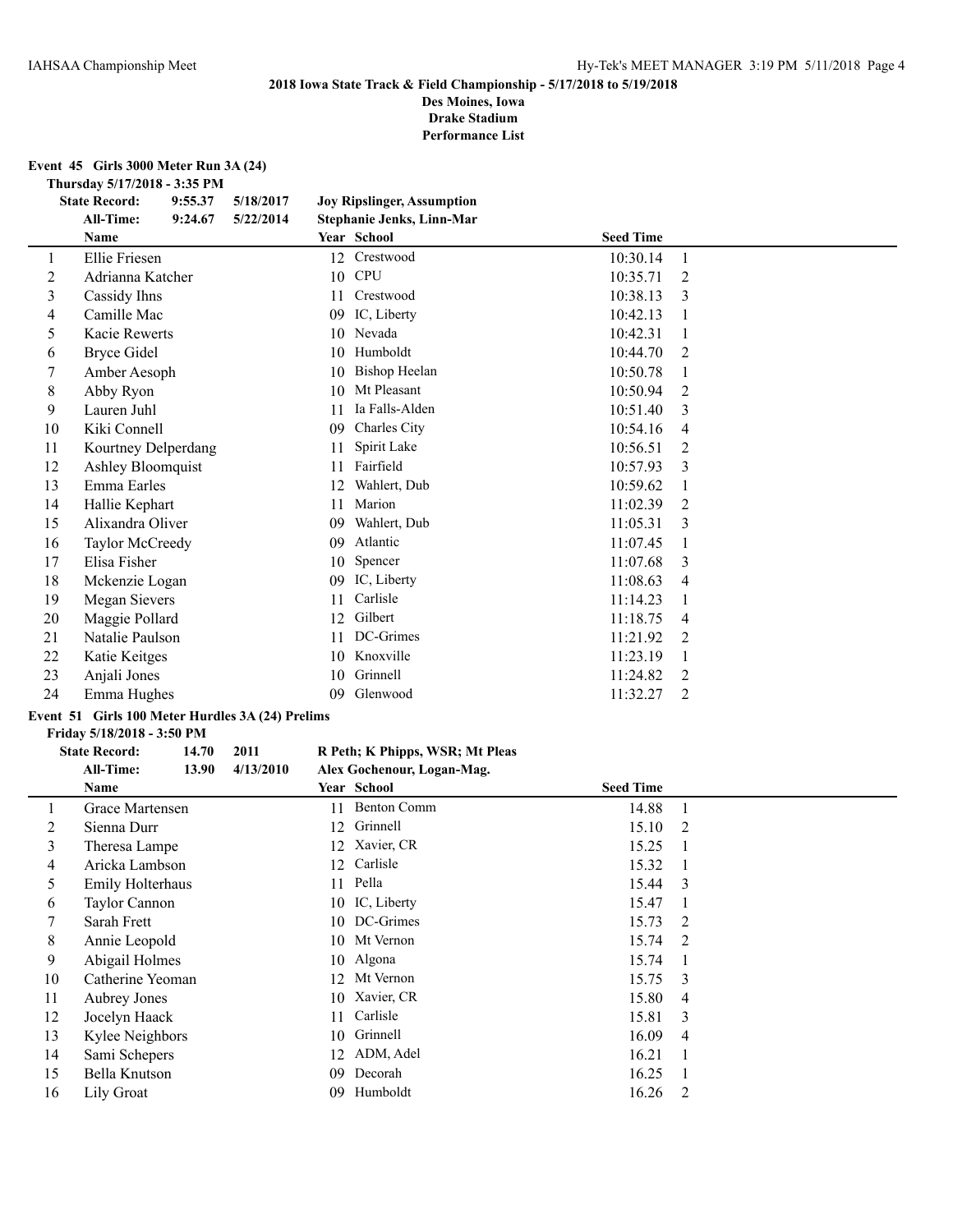**2018 Iowa State Track & Field Championship - 5/17/2018 to 5/19/2018**

**Des Moines, Iowa**

**Drake Stadium**

**Performance List**

## Event 45 Girls 3000 Meter Run 3A (24)

**Thursday 5/17/2018 - 3:35 PM**

**State Record:** 9:55.37 5/18/2017 **Joy Ripslinger, Assumption**

**All-Time:** 9:24.67 5/22/2014 **Stephanie Jenks, Linn-Mar**

| | Name | Year | School | Seed Time | |
|---|---|---|---|---|---|
| 1 | Ellie Friesen | 12 | Crestwood | 10:30.14 | 1 |
| 2 | Adrianna Katcher | 10 | CPU | 10:35.71 | 2 |
| 3 | Cassidy Ihns | 11 | Crestwood | 10:38.13 | 3 |
| 4 | Camille Mac | 09 | IC, Liberty | 10:42.13 | 1 |
| 5 | Kacie Rewerts | 10 | Nevada | 10:42.31 | 1 |
| 6 | Bryce Gidel | 10 | Humboldt | 10:44.70 | 2 |
| 7 | Amber Aesoph | 10 | Bishop Heelan | 10:50.78 | 1 |
| 8 | Abby Ryon | 10 | Mt Pleasant | 10:50.94 | 2 |
| 9 | Lauren Juhl | 11 | Ia Falls-Alden | 10:51.40 | 3 |
| 10 | Kiki Connell | 09 | Charles City | 10:54.16 | 4 |
| 11 | Kourtney Delperdang | 11 | Spirit Lake | 10:56.51 | 2 |
| 12 | Ashley Bloomquist | 11 | Fairfield | 10:57.93 | 3 |
| 13 | Emma Earles | 12 | Wahlert, Dub | 10:59.62 | 1 |
| 14 | Hallie Kephart | 11 | Marion | 11:02.39 | 2 |
| 15 | Alixandra Oliver | 09 | Wahlert, Dub | 11:05.31 | 3 |
| 16 | Taylor McCreedy | 09 | Atlantic | 11:07.45 | 1 |
| 17 | Elisa Fisher | 10 | Spencer | 11:07.68 | 3 |
| 18 | Mckenzie Logan | 09 | IC, Liberty | 11:08.63 | 4 |
| 19 | Megan Sievers | 11 | Carlisle | 11:14.23 | 1 |
| 20 | Maggie Pollard | 12 | Gilbert | 11:18.75 | 4 |
| 21 | Natalie Paulson | 11 | DC-Grimes | 11:21.92 | 2 |
| 22 | Katie Keitges | 10 | Knoxville | 11:23.19 | 1 |
| 23 | Anjali Jones | 10 | Grinnell | 11:24.82 | 2 |
| 24 | Emma Hughes | 09 | Glenwood | 11:32.27 | 2 |

## Event 51 Girls 100 Meter Hurdles 3A (24) Prelims

**Friday 5/18/2018 - 3:50 PM**

**State Record:** 14.70 2011 **R Peth; K Phipps, WSR; Mt Pleas**

**All-Time:** 13.90 4/13/2010 **Alex Gochenour, Logan-Mag.**

| | Name | Year | School | Seed Time | |
|---|---|---|---|---|---|
| 1 | Grace Martensen | 11 | Benton Comm | 14.88 | 1 |
| 2 | Sienna Durr | 12 | Grinnell | 15.10 | 2 |
| 3 | Theresa Lampe | 12 | Xavier, CR | 15.25 | 1 |
| 4 | Aricka Lambson | 12 | Carlisle | 15.32 | 1 |
| 5 | Emily Holterhaus | 11 | Pella | 15.44 | 3 |
| 6 | Taylor Cannon | 10 | IC, Liberty | 15.47 | 1 |
| 7 | Sarah Frett | 10 | DC-Grimes | 15.73 | 2 |
| 8 | Annie Leopold | 10 | Mt Vernon | 15.74 | 2 |
| 9 | Abigail Holmes | 10 | Algona | 15.74 | 1 |
| 10 | Catherine Yeoman | 12 | Mt Vernon | 15.75 | 3 |
| 11 | Aubrey Jones | 10 | Xavier, CR | 15.80 | 4 |
| 12 | Jocelyn Haack | 11 | Carlisle | 15.81 | 3 |
| 13 | Kylee Neighbors | 10 | Grinnell | 16.09 | 4 |
| 14 | Sami Schepers | 12 | ADM, Adel | 16.21 | 1 |
| 15 | Bella Knutson | 09 | Decorah | 16.25 | 1 |
| 16 | Lily Groat | 09 | Humboldt | 16.26 | 2 |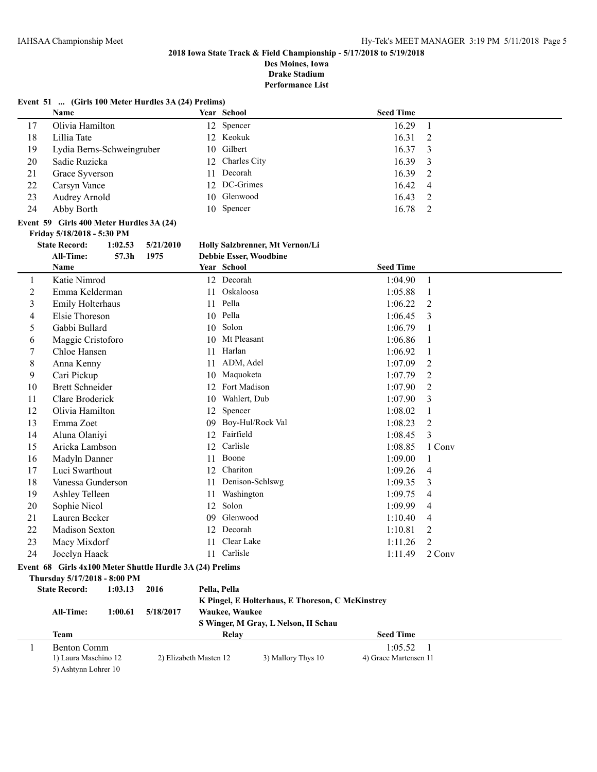**2018 Iowa State Track & Field Championship - 5/17/2018 to 5/19/2018**
**Des Moines, Iowa**
**Drake Stadium**
**Performance List**

### Event 51 ... (Girls 100 Meter Hurdles 3A (24) Prelims)

| | Name | Year | School | Seed Time | |
|---|---|---|---|---|---|
| 17 | Olivia Hamilton | 12 | Spencer | 16.29 | 1 |
| 18 | Lillia Tate | 12 | Keokuk | 16.31 | 2 |
| 19 | Lydia Berns-Schweingruber | 10 | Gilbert | 16.37 | 3 |
| 20 | Sadie Ruzicka | 12 | Charles City | 16.39 | 3 |
| 21 | Grace Syverson | 11 | Decorah | 16.39 | 2 |
| 22 | Carsyn Vance | 12 | DC-Grimes | 16.42 | 4 |
| 23 | Audrey Arnold | 10 | Glenwood | 16.43 | 2 |
| 24 | Abby Borth | 10 | Spencer | 16.78 | 2 |

### Event 59 Girls 400 Meter Hurdles 3A (24)

**Friday 5/18/2018 - 5:30 PM**

**State Record:** 1:02.53 5/21/2010 **Holly Salzbrenner, Mt Vernon/Li**
**All-Time:** 57.3h 1975 **Debbie Esser, Woodbine**

| | Name | Year | School | Seed Time | |
|---|---|---|---|---|---|
| 1 | Katie Nimrod | 12 | Decorah | 1:04.90 | 1 |
| 2 | Emma Kelderman | 11 | Oskaloosa | 1:05.88 | 1 |
| 3 | Emily Holterhaus | 11 | Pella | 1:06.22 | 2 |
| 4 | Elsie Thoreson | 10 | Pella | 1:06.45 | 3 |
| 5 | Gabbi Bullard | 10 | Solon | 1:06.79 | 1 |
| 6 | Maggie Cristoforo | 10 | Mt Pleasant | 1:06.86 | 1 |
| 7 | Chloe Hansen | 11 | Harlan | 1:06.92 | 1 |
| 8 | Anna Kenny | 11 | ADM, Adel | 1:07.09 | 2 |
| 9 | Cari Pickup | 10 | Maquoketa | 1:07.79 | 2 |
| 10 | Brett Schneider | 12 | Fort Madison | 1:07.90 | 2 |
| 11 | Clare Broderick | 10 | Wahlert, Dub | 1:07.90 | 3 |
| 12 | Olivia Hamilton | 12 | Spencer | 1:08.02 | 1 |
| 13 | Emma Zoet | 09 | Boy-Hul/Rock Val | 1:08.23 | 2 |
| 14 | Aluna Olaniyi | 12 | Fairfield | 1:08.45 | 3 |
| 15 | Aricka Lambson | 12 | Carlisle | 1:08.85 | 1 Conv |
| 16 | Madyln Danner | 11 | Boone | 1:09.00 | 1 |
| 17 | Luci Swarthout | 12 | Chariton | 1:09.26 | 4 |
| 18 | Vanessa Gunderson | 11 | Denison-Schlswg | 1:09.35 | 3 |
| 19 | Ashley Telleen | 11 | Washington | 1:09.75 | 4 |
| 20 | Sophie Nicol | 12 | Solon | 1:09.99 | 4 |
| 21 | Lauren Becker | 09 | Glenwood | 1:10.40 | 4 |
| 22 | Madison Sexton | 12 | Decorah | 1:10.81 | 2 |
| 23 | Macy Mixdorf | 11 | Clear Lake | 1:11.26 | 2 |
| 24 | Jocelyn Haack | 11 | Carlisle | 1:11.49 | 2 Conv |

### Event 68 Girls 4x100 Meter Shuttle Hurdle 3A (24) Prelims

**Thursday 5/17/2018 - 8:00 PM**

**State Record:** 1:03.13 2016 **Pella, Pella**
**K Pingel, E Holterhaus, E Thoreson, C McKinstrey**
**All-Time:** 1:00.61 5/18/2017 **Waukee, Waukee**
**S Winger, M Gray, L Nelson, H Schau**

| | Team | Relay | Seed Time | |
|---|---|---|---|---|
| 1 | Benton Comm | | 1:05.52 | 1 |

1) Laura Maschino 12 2) Elizabeth Masten 12 3) Mallory Thys 10 4) Grace Martensen 11
5) Ashtynn Lohrer 10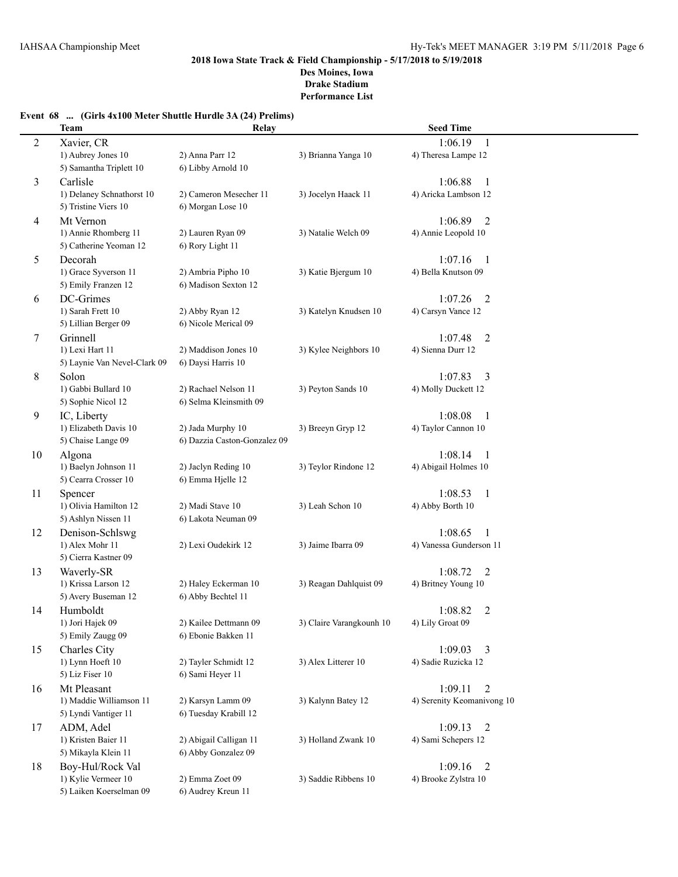**2018 Iowa State Track & Field Championship - 5/17/2018 to 5/19/2018**
**Des Moines, Iowa**
**Drake Stadium**
**Performance List**

**Event 68 ... (Girls 4x100 Meter Shuttle Hurdle 3A (24) Prelims)**

| | Team | Relay | | Seed Time |
|---|---|---|---|---|
| 2 | Xavier, CR | | | 1:06.19 1 |
| | 1) Aubrey Jones 10 | 2) Anna Parr 12 | 3) Brianna Yanga 10 | 4) Theresa Lampe 12 |
| | 5) Samantha Triplett 10 | 6) Libby Arnold 10 | | |
| 3 | Carlisle | | | 1:06.88 1 |
| | 1) Delaney Schnathorst 10 | 2) Cameron Mesecher 11 | 3) Jocelyn Haack 11 | 4) Aricka Lambson 12 |
| | 5) Tristine Viers 10 | 6) Morgan Lose 10 | | |
| 4 | Mt Vernon | | | 1:06.89 2 |
| | 1) Annie Rhomberg 11 | 2) Lauren Ryan 09 | 3) Natalie Welch 09 | 4) Annie Leopold 10 |
| | 5) Catherine Yeoman 12 | 6) Rory Light 11 | | |
| 5 | Decorah | | | 1:07.16 1 |
| | 1) Grace Syverson 11 | 2) Ambria Pipho 10 | 3) Katie Bjergum 10 | 4) Bella Knutson 09 |
| | 5) Emily Franzen 12 | 6) Madison Sexton 12 | | |
| 6 | DC-Grimes | | | 1:07.26 2 |
| | 1) Sarah Frett 10 | 2) Abby Ryan 12 | 3) Katelyn Knudsen 10 | 4) Carsyn Vance 12 |
| | 5) Lillian Berger 09 | 6) Nicole Merical 09 | | |
| 7 | Grinnell | | | 1:07.48 2 |
| | 1) Lexi Hart 11 | 2) Maddison Jones 10 | 3) Kylee Neighbors 10 | 4) Sienna Durr 12 |
| | 5) Laynie Van Nevel-Clark 09 | 6) Daysi Harris 10 | | |
| 8 | Solon | | | 1:07.83 3 |
| | 1) Gabbi Bullard 10 | 2) Rachael Nelson 11 | 3) Peyton Sands 10 | 4) Molly Duckett 12 |
| | 5) Sophie Nicol 12 | 6) Selma Kleinsmith 09 | | |
| 9 | IC, Liberty | | | 1:08.08 1 |
| | 1) Elizabeth Davis 10 | 2) Jada Murphy 10 | 3) Breeyn Gryp 12 | 4) Taylor Cannon 10 |
| | 5) Chaise Lange 09 | 6) Dazzia Caston-Gonzalez 09 | | |
| 10 | Algona | | | 1:08.14 1 |
| | 1) Baelyn Johnson 11 | 2) Jaclyn Reding 10 | 3) Teylor Rindone 12 | 4) Abigail Holmes 10 |
| | 5) Cearra Crosser 10 | 6) Emma Hjelle 12 | | |
| 11 | Spencer | | | 1:08.53 1 |
| | 1) Olivia Hamilton 12 | 2) Madi Stave 10 | 3) Leah Schon 10 | 4) Abby Borth 10 |
| | 5) Ashlyn Nissen 11 | 6) Lakota Neuman 09 | | |
| 12 | Denison-Schlswg | | | 1:08.65 1 |
| | 1) Alex Mohr 11 | 2) Lexi Oudekirk 12 | 3) Jaime Ibarra 09 | 4) Vanessa Gunderson 11 |
| | 5) Cierra Kastner 09 | | | |
| 13 | Waverly-SR | | | 1:08.72 2 |
| | 1) Krissa Larson 12 | 2) Haley Eckerman 10 | 3) Reagan Dahlquist 09 | 4) Britney Young 10 |
| | 5) Avery Buseman 12 | 6) Abby Bechtel 11 | | |
| 14 | Humboldt | | | 1:08.82 2 |
| | 1) Jori Hajek 09 | 2) Kailee Dettmann 09 | 3) Claire Varangkounh 10 | 4) Lily Groat 09 |
| | 5) Emily Zaugg 09 | 6) Ebonie Bakken 11 | | |
| 15 | Charles City | | | 1:09.03 3 |
| | 1) Lynn Hoeft 10 | 2) Tayler Schmidt 12 | 3) Alex Litterer 10 | 4) Sadie Ruzicka 12 |
| | 5) Liz Fiser 10 | 6) Sami Heyer 11 | | |
| 16 | Mt Pleasant | | | 1:09.11 2 |
| | 1) Maddie Williamson 11 | 2) Karsyn Lamm 09 | 3) Kalynn Batey 12 | 4) Serenity Keomanivong 10 |
| | 5) Lyndi Vantiger 11 | 6) Tuesday Krabill 12 | | |
| 17 | ADM, Adel | | | 1:09.13 2 |
| | 1) Kristen Baier 11 | 2) Abigail Calligan 11 | 3) Holland Zwank 10 | 4) Sami Schepers 12 |
| | 5) Mikayla Klein 11 | 6) Abby Gonzalez 09 | | |
| 18 | Boy-Hul/Rock Val | | | 1:09.16 2 |
| | 1) Kylie Vermeer 10 | 2) Emma Zoet 09 | 3) Saddie Ribbens 10 | 4) Brooke Zylstra 10 |
| | 5) Laiken Koerselman 09 | 6) Audrey Kreun 11 | | |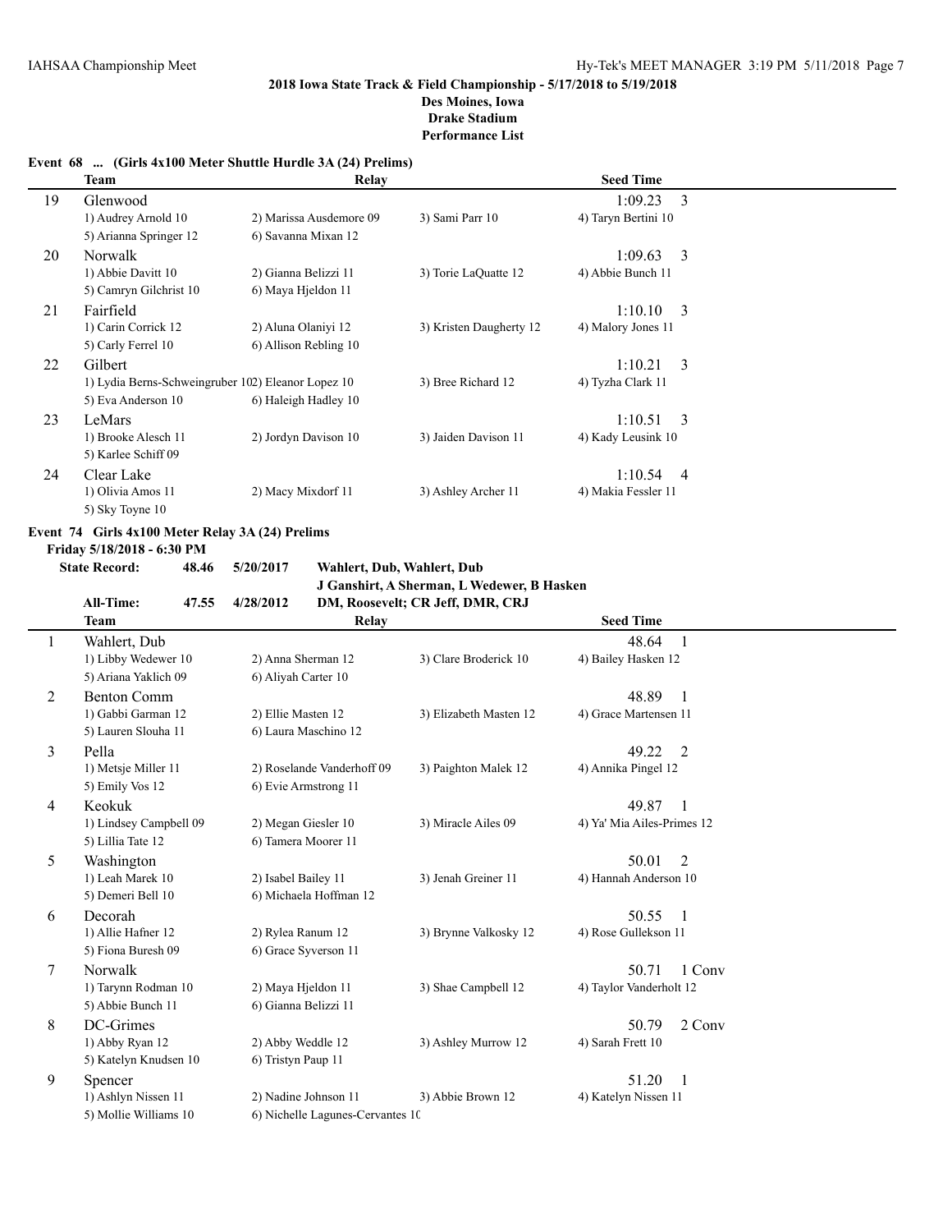**2018 Iowa State Track & Field Championship - 5/17/2018 to 5/19/2018**
**Des Moines, Iowa**
**Drake Stadium**
**Performance List**

### Event 68 ... (Girls 4x100 Meter Shuttle Hurdle 3A (24) Prelims)

| | Team | Relay | | Seed Time |
|---|---|---|---|---|
| 19 | Glenwood | | | 1:09.23 3 |
| | 1) Audrey Arnold 10 | 2) Marissa Ausdemore 09 | 3) Sami Parr 10 | 4) Taryn Bertini 10 |
| | 5) Arianna Springer 12 | 6) Savanna Mixan 12 | | |
| 20 | Norwalk | | | 1:09.63 3 |
| | 1) Abbie Davitt 10 | 2) Gianna Belizzi 11 | 3) Torie LaQuatte 12 | 4) Abbie Bunch 11 |
| | 5) Camryn Gilchrist 10 | 6) Maya Hjeldon 11 | | |
| 21 | Fairfield | | | 1:10.10 3 |
| | 1) Carin Corrick 12 | 2) Aluna Olaniyi 12 | 3) Kristen Daugherty 12 | 4) Malory Jones 11 |
| | 5) Carly Ferrel 10 | 6) Allison Rebling 10 | | |
| 22 | Gilbert | | | 1:10.21 3 |
| | 1) Lydia Berns-Schweingruber 10 | 2) Eleanor Lopez 10 | 3) Bree Richard 12 | 4) Tyzha Clark 11 |
| | 5) Eva Anderson 10 | 6) Haleigh Hadley 10 | | |
| 23 | LeMars | | | 1:10.51 3 |
| | 1) Brooke Alesch 11 | 2) Jordyn Davison 10 | 3) Jaiden Davison 11 | 4) Kady Leusink 10 |
| | 5) Karlee Schiff 09 | | | |
| 24 | Clear Lake | | | 1:10.54 4 |
| | 1) Olivia Amos 11 | 2) Macy Mixdorf 11 | 3) Ashley Archer 11 | 4) Makia Fessler 11 |
| | 5) Sky Toyne 10 | | | |

### Event 74 Girls 4x100 Meter Relay 3A (24) Prelims

**Friday 5/18/2018 - 6:30 PM**

**State Record:** 48.46 5/20/2017 Wahlert, Dub, Wahlert, Dub
J Ganshirt, A Sherman, L Wedewer, B Hasken

**All-Time:** 47.55 4/28/2012 DM, Roosevelt; CR Jeff, DMR, CRJ

| | Team | Relay | | Seed Time |
|---|---|---|---|---|
| 1 | Wahlert, Dub | | | 48.64 1 |
| | 1) Libby Wedewer 10 | 2) Anna Sherman 12 | 3) Clare Broderick 10 | 4) Bailey Hasken 12 |
| | 5) Ariana Yaklich 09 | 6) Aliyah Carter 10 | | |
| 2 | Benton Comm | | | 48.89 1 |
| | 1) Gabbi Garman 12 | 2) Ellie Masten 12 | 3) Elizabeth Masten 12 | 4) Grace Martensen 11 |
| | 5) Lauren Slouha 11 | 6) Laura Maschino 12 | | |
| 3 | Pella | | | 49.22 2 |
| | 1) Metsje Miller 11 | 2) Roselande Vanderhoff 09 | 3) Paighton Malek 12 | 4) Annika Pingel 12 |
| | 5) Emily Vos 12 | 6) Evie Armstrong 11 | | |
| 4 | Keokuk | | | 49.87 1 |
| | 1) Lindsey Campbell 09 | 2) Megan Giesler 10 | 3) Miracle Ailes 09 | 4) Ya' Mia Ailes-Primes 12 |
| | 5) Lillia Tate 12 | 6) Tamera Moorer 11 | | |
| 5 | Washington | | | 50.01 2 |
| | 1) Leah Marek 10 | 2) Isabel Bailey 11 | 3) Jenah Greiner 11 | 4) Hannah Anderson 10 |
| | 5) Demeri Bell 10 | 6) Michaela Hoffman 12 | | |
| 6 | Decorah | | | 50.55 1 |
| | 1) Allie Hafner 12 | 2) Rylea Ranum 12 | 3) Brynne Valkosky 12 | 4) Rose Gullekson 11 |
| | 5) Fiona Buresh 09 | 6) Grace Syverson 11 | | |
| 7 | Norwalk | | | 50.71 1 Conv |
| | 1) Tarynn Rodman 10 | 2) Maya Hjeldon 11 | 3) Shae Campbell 12 | 4) Taylor Vanderholt 12 |
| | 5) Abbie Bunch 11 | 6) Gianna Belizzi 11 | | |
| 8 | DC-Grimes | | | 50.79 2 Conv |
| | 1) Abby Ryan 12 | 2) Abby Weddle 12 | 3) Ashley Murrow 12 | 4) Sarah Frett 10 |
| | 5) Katelyn Knudsen 10 | 6) Tristyn Paup 11 | | |
| 9 | Spencer | | | 51.20 1 |
| | 1) Ashlyn Nissen 11 | 2) Nadine Johnson 11 | 3) Abbie Brown 12 | 4) Katelyn Nissen 11 |
| | 5) Mollie Williams 10 | 6) Nichelle Lagunes-Cervantes 10 | | |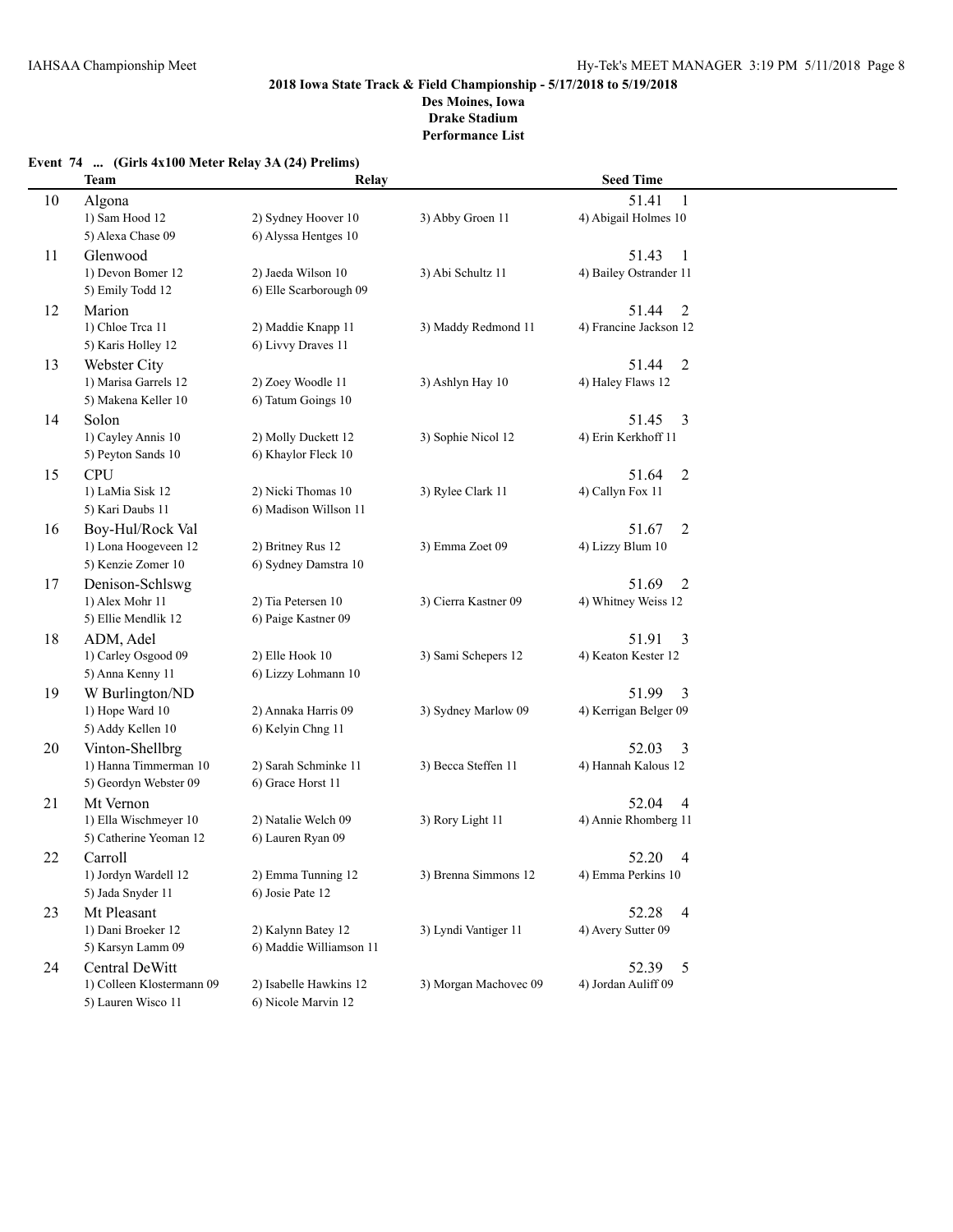**2018 Iowa State Track & Field Championship - 5/17/2018 to 5/19/2018**

**Des Moines, Iowa**

**Drake Stadium**

**Performance List**

### Event 74 ... (Girls 4x100 Meter Relay 3A (24) Prelims)

| | Team | Relay | | Seed Time |
|---|---|---|---|---|
| 10 | Algona | | | 51.41 1 |
| | 1) Sam Hood 12 | 2) Sydney Hoover 10 | 3) Abby Groen 11 | 4) Abigail Holmes 10 |
| | 5) Alexa Chase 09 | 6) Alyssa Hentges 10 | | |
| 11 | Glenwood | | | 51.43 1 |
| | 1) Devon Bomer 12 | 2) Jaeda Wilson 10 | 3) Abi Schultz 11 | 4) Bailey Ostrander 11 |
| | 5) Emily Todd 12 | 6) Elle Scarborough 09 | | |
| 12 | Marion | | | 51.44 2 |
| | 1) Chloe Trca 11 | 2) Maddie Knapp 11 | 3) Maddy Redmond 11 | 4) Francine Jackson 12 |
| | 5) Karis Holley 12 | 6) Livvy Draves 11 | | |
| 13 | Webster City | | | 51.44 2 |
| | 1) Marisa Garrels 12 | 2) Zoey Woodle 11 | 3) Ashlyn Hay 10 | 4) Haley Flaws 12 |
| | 5) Makena Keller 10 | 6) Tatum Goings 10 | | |
| 14 | Solon | | | 51.45 3 |
| | 1) Cayley Annis 10 | 2) Molly Duckett 12 | 3) Sophie Nicol 12 | 4) Erin Kerkhoff 11 |
| | 5) Peyton Sands 10 | 6) Khaylor Fleck 10 | | |
| 15 | CPU | | | 51.64 2 |
| | 1) LaMia Sisk 12 | 2) Nicki Thomas 10 | 3) Rylee Clark 11 | 4) Callyn Fox 11 |
| | 5) Kari Daubs 11 | 6) Madison Willson 11 | | |
| 16 | Boy-Hul/Rock Val | | | 51.67 2 |
| | 1) Lona Hoogeveen 12 | 2) Britney Rus 12 | 3) Emma Zoet 09 | 4) Lizzy Blum 10 |
| | 5) Kenzie Zomer 10 | 6) Sydney Damstra 10 | | |
| 17 | Denison-Schlswg | | | 51.69 2 |
| | 1) Alex Mohr 11 | 2) Tia Petersen 10 | 3) Cierra Kastner 09 | 4) Whitney Weiss 12 |
| | 5) Ellie Mendlik 12 | 6) Paige Kastner 09 | | |
| 18 | ADM, Adel | | | 51.91 3 |
| | 1) Carley Osgood 09 | 2) Elle Hook 10 | 3) Sami Schepers 12 | 4) Keaton Kester 12 |
| | 5) Anna Kenny 11 | 6) Lizzy Lohmann 10 | | |
| 19 | W Burlington/ND | | | 51.99 3 |
| | 1) Hope Ward 10 | 2) Annaka Harris 09 | 3) Sydney Marlow 09 | 4) Kerrigan Belger 09 |
| | 5) Addy Kellen 10 | 6) Kelyin Chng 11 | | |
| 20 | Vinton-Shellbrg | | | 52.03 3 |
| | 1) Hanna Timmerman 10 | 2) Sarah Schminke 11 | 3) Becca Steffen 11 | 4) Hannah Kalous 12 |
| | 5) Geordyn Webster 09 | 6) Grace Horst 11 | | |
| 21 | Mt Vernon | | | 52.04 4 |
| | 1) Ella Wischmeyer 10 | 2) Natalie Welch 09 | 3) Rory Light 11 | 4) Annie Rhomberg 11 |
| | 5) Catherine Yeoman 12 | 6) Lauren Ryan 09 | | |
| 22 | Carroll | | | 52.20 4 |
| | 1) Jordyn Wardell 12 | 2) Emma Tunning 12 | 3) Brenna Simmons 12 | 4) Emma Perkins 10 |
| | 5) Jada Snyder 11 | 6) Josie Pate 12 | | |
| 23 | Mt Pleasant | | | 52.28 4 |
| | 1) Dani Broeker 12 | 2) Kalynn Batey 12 | 3) Lyndi Vantiger 11 | 4) Avery Sutter 09 |
| | 5) Karsyn Lamm 09 | 6) Maddie Williamson 11 | | |
| 24 | Central DeWitt | | | 52.39 5 |
| | 1) Colleen Klostermann 09 | 2) Isabelle Hawkins 12 | 3) Morgan Machovec 09 | 4) Jordan Auliff 09 |
| | 5) Lauren Wisco 11 | 6) Nicole Marvin 12 | | |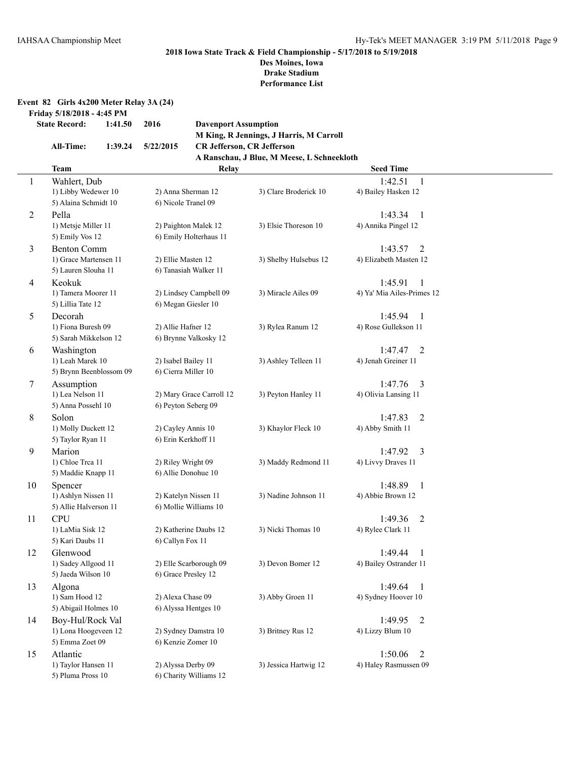**2018 Iowa State Track & Field Championship - 5/17/2018 to 5/19/2018**
**Des Moines, Iowa**
**Drake Stadium**
**Performance List**

**Event 82 Girls 4x200 Meter Relay 3A (24)**

**Friday 5/18/2018 - 4:45 PM**

| | | | |
|---|---|---|---|
| **State Record:** | **1:41.50** | **2016** | **Davenport Assumption** |
| | | | **M King, R Jennings, J Harris, M Carroll** |
| **All-Time:** | **1:39.24** | **5/22/2015** | **CR Jefferson, CR Jefferson** |
| | | | **A Ranschau, J Blue, M Meese, L Schneekloth** |

| | Team | Relay | | Seed Time |
|---|---|---|---|---|
| 1 | Wahlert, Dub | | | 1:42.51 1 |
| | 1) Libby Wedewer 10 | 2) Anna Sherman 12 | 3) Clare Broderick 10 | 4) Bailey Hasken 12 |
| | 5) Alaina Schmidt 10 | 6) Nicole Tranel 09 | | |
| 2 | Pella | | | 1:43.34 1 |
| | 1) Metsje Miller 11 | 2) Paighton Malek 12 | 3) Elsie Thoreson 10 | 4) Annika Pingel 12 |
| | 5) Emily Vos 12 | 6) Emily Holterhaus 11 | | |
| 3 | Benton Comm | | | 1:43.57 2 |
| | 1) Grace Martensen 11 | 2) Ellie Masten 12 | 3) Shelby Hulsebus 12 | 4) Elizabeth Masten 12 |
| | 5) Lauren Slouha 11 | 6) Tanasiah Walker 11 | | |
| 4 | Keokuk | | | 1:45.91 1 |
| | 1) Tamera Moorer 11 | 2) Lindsey Campbell 09 | 3) Miracle Ailes 09 | 4) Ya' Mia Ailes-Primes 12 |
| | 5) Lillia Tate 12 | 6) Megan Giesler 10 | | |
| 5 | Decorah | | | 1:45.94 1 |
| | 1) Fiona Buresh 09 | 2) Allie Hafner 12 | 3) Rylea Ranum 12 | 4) Rose Gullekson 11 |
| | 5) Sarah Mikkelson 12 | 6) Brynne Valkosky 12 | | |
| 6 | Washington | | | 1:47.47 2 |
| | 1) Leah Marek 10 | 2) Isabel Bailey 11 | 3) Ashley Telleen 11 | 4) Jenah Greiner 11 |
| | 5) Brynn Beenblossom 09 | 6) Cierra Miller 10 | | |
| 7 | Assumption | | | 1:47.76 3 |
| | 1) Lea Nelson 11 | 2) Mary Grace Carroll 12 | 3) Peyton Hanley 11 | 4) Olivia Lansing 11 |
| | 5) Anna Possehl 10 | 6) Peyton Seberg 09 | | |
| 8 | Solon | | | 1:47.83 2 |
| | 1) Molly Duckett 12 | 2) Cayley Annis 10 | 3) Khaylor Fleck 10 | 4) Abby Smith 11 |
| | 5) Taylor Ryan 11 | 6) Erin Kerkhoff 11 | | |
| 9 | Marion | | | 1:47.92 3 |
| | 1) Chloe Trca 11 | 2) Riley Wright 09 | 3) Maddy Redmond 11 | 4) Livvy Draves 11 |
| | 5) Maddie Knapp 11 | 6) Allie Donohue 10 | | |
| 10 | Spencer | | | 1:48.89 1 |
| | 1) Ashlyn Nissen 11 | 2) Katelyn Nissen 11 | 3) Nadine Johnson 11 | 4) Abbie Brown 12 |
| | 5) Allie Halverson 11 | 6) Mollie Williams 10 | | |
| 11 | CPU | | | 1:49.36 2 |
| | 1) LaMia Sisk 12 | 2) Katherine Daubs 12 | 3) Nicki Thomas 10 | 4) Rylee Clark 11 |
| | 5) Kari Daubs 11 | 6) Callyn Fox 11 | | |
| 12 | Glenwood | | | 1:49.44 1 |
| | 1) Sadey Allgood 11 | 2) Elle Scarborough 09 | 3) Devon Bomer 12 | 4) Bailey Ostrander 11 |
| | 5) Jaeda Wilson 10 | 6) Grace Presley 12 | | |
| 13 | Algona | | | 1:49.64 1 |
| | 1) Sam Hood 12 | 2) Alexa Chase 09 | 3) Abby Groen 11 | 4) Sydney Hoover 10 |
| | 5) Abigail Holmes 10 | 6) Alyssa Hentges 10 | | |
| 14 | Boy-Hul/Rock Val | | | 1:49.95 2 |
| | 1) Lona Hoogeveen 12 | 2) Sydney Damstra 10 | 3) Britney Rus 12 | 4) Lizzy Blum 10 |
| | 5) Emma Zoet 09 | 6) Kenzie Zomer 10 | | |
| 15 | Atlantic | | | 1:50.06 2 |
| | 1) Taylor Hansen 11 | 2) Alyssa Derby 09 | 3) Jessica Hartwig 12 | 4) Haley Rasmussen 09 |
| | 5) Pluma Pross 10 | 6) Charity Williams 12 | | |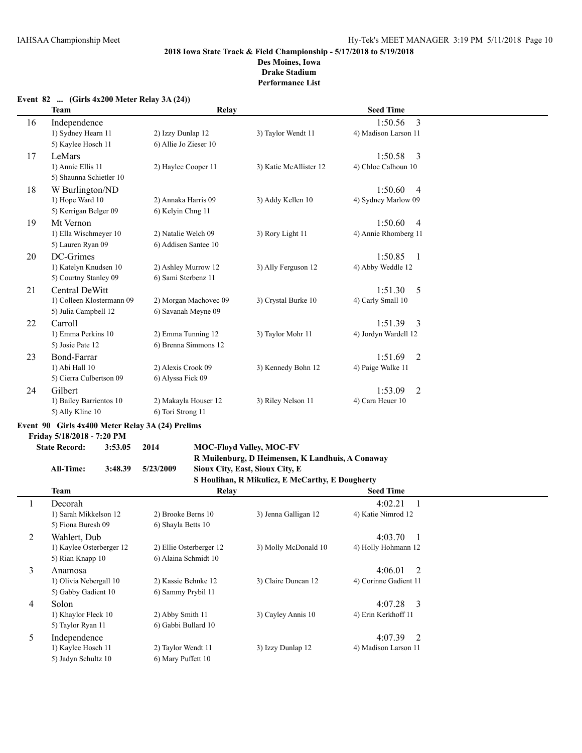**2018 Iowa State Track & Field Championship - 5/17/2018 to 5/19/2018**
**Des Moines, Iowa**
**Drake Stadium**
**Performance List**

**Event 82 ... (Girls 4x200 Meter Relay 3A (24))**

| | Team | Relay | | Seed Time |
|---|---|---|---|---|
| 16 | Independence | | | 1:50.56 3 |
| | 1) Sydney Hearn 11 | 2) Izzy Dunlap 12 | 3) Taylor Wendt 11 | 4) Madison Larson 11 |
| | 5) Kaylee Hosch 11 | 6) Allie Jo Zieser 10 | | |
| 17 | LeMars | | | 1:50.58 3 |
| | 1) Annie Ellis 11 | 2) Haylee Cooper 11 | 3) Katie McAllister 12 | 4) Chloe Calhoun 10 |
| | 5) Shaunna Schietler 10 | | | |
| 18 | W Burlington/ND | | | 1:50.60 4 |
| | 1) Hope Ward 10 | 2) Annaka Harris 09 | 3) Addy Kellen 10 | 4) Sydney Marlow 09 |
| | 5) Kerrigan Belger 09 | 6) Kelyin Chng 11 | | |
| 19 | Mt Vernon | | | 1:50.60 4 |
| | 1) Ella Wischmeyer 10 | 2) Natalie Welch 09 | 3) Rory Light 11 | 4) Annie Rhomberg 11 |
| | 5) Lauren Ryan 09 | 6) Addisen Santee 10 | | |
| 20 | DC-Grimes | | | 1:50.85 1 |
| | 1) Katelyn Knudsen 10 | 2) Ashley Murrow 12 | 3) Ally Ferguson 12 | 4) Abby Weddle 12 |
| | 5) Courtny Stanley 09 | 6) Sami Sterbenz 11 | | |
| 21 | Central DeWitt | | | 1:51.30 5 |
| | 1) Colleen Klostermann 09 | 2) Morgan Machovec 09 | 3) Crystal Burke 10 | 4) Carly Small 10 |
| | 5) Julia Campbell 12 | 6) Savanah Meyne 09 | | |
| 22 | Carroll | | | 1:51.39 3 |
| | 1) Emma Perkins 10 | 2) Emma Tunning 12 | 3) Taylor Mohr 11 | 4) Jordyn Wardell 12 |
| | 5) Josie Pate 12 | 6) Brenna Simmons 12 | | |
| 23 | Bond-Farrar | | | 1:51.69 2 |
| | 1) Abi Hall 10 | 2) Alexis Crook 09 | 3) Kennedy Bohn 12 | 4) Paige Walke 11 |
| | 5) Cierra Culbertson 09 | 6) Alyssa Fick 09 | | |
| 24 | Gilbert | | | 1:53.09 2 |
| | 1) Bailey Barrientos 10 | 2) Makayla Houser 12 | 3) Riley Nelson 11 | 4) Cara Heuer 10 |
| | 5) Ally Kline 10 | 6) Tori Strong 11 | | |

**Event 90 Girls 4x400 Meter Relay 3A (24) Prelims**

**Friday 5/18/2018 - 7:20 PM**

**State Record:** **3:53.05** **2014** **MOC-Floyd Valley, MOC-FV**
**R Muilenburg, D Heimensen, K Landhuis, A Conaway**

**All-Time:** **3:48.39** **5/23/2009** **Sioux City, East, Sioux City, E**
**S Houlihan, R Mikulicz, E McCarthy, E Dougherty**

| | Team | Relay | | Seed Time |
|---|---|---|---|---|
| 1 | Decorah | | | 4:02.21 1 |
| | 1) Sarah Mikkelson 12 | 2) Brooke Berns 10 | 3) Jenna Galligan 12 | 4) Katie Nimrod 12 |
| | 5) Fiona Buresh 09 | 6) Shayla Betts 10 | | |
| 2 | Wahlert, Dub | | | 4:03.70 1 |
| | 1) Kaylee Osterberger 12 | 2) Ellie Osterberger 12 | 3) Molly McDonald 10 | 4) Holly Hohmann 12 |
| | 5) Rian Knapp 10 | 6) Alaina Schmidt 10 | | |
| 3 | Anamosa | | | 4:06.01 2 |
| | 1) Olivia Nebergall 10 | 2) Kassie Behnke 12 | 3) Claire Duncan 12 | 4) Corinne Gadient 11 |
| | 5) Gabby Gadient 10 | 6) Sammy Prybil 11 | | |
| 4 | Solon | | | 4:07.28 3 |
| | 1) Khaylor Fleck 10 | 2) Abby Smith 11 | 3) Cayley Annis 10 | 4) Erin Kerkhoff 11 |
| | 5) Taylor Ryan 11 | 6) Gabbi Bullard 10 | | |
| 5 | Independence | | | 4:07.39 2 |
| | 1) Kaylee Hosch 11 | 2) Taylor Wendt 11 | 3) Izzy Dunlap 12 | 4) Madison Larson 11 |
| | 5) Jadyn Schultz 10 | 6) Mary Puffett 10 | | |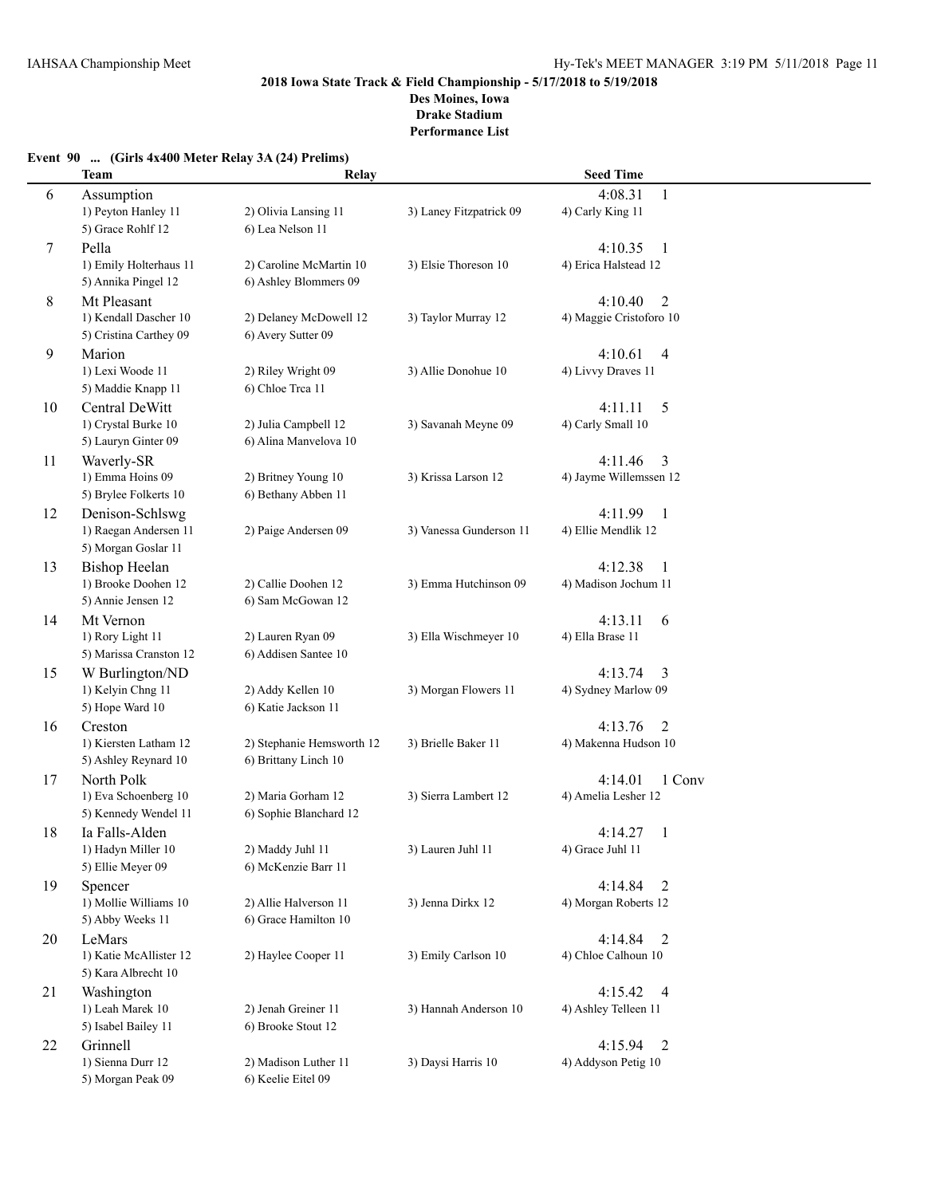**2018 Iowa State Track & Field Championship - 5/17/2018 to 5/19/2018**
**Des Moines, Iowa**
**Drake Stadium**
**Performance List**

### Event 90 ... (Girls 4x400 Meter Relay 3A (24) Prelims)

| | Team | Relay | | Seed Time |
|---|---|---|---|---|
| 6 | Assumption | | | 4:08.31 1 |
| | 1) Peyton Hanley 11 | 2) Olivia Lansing 11 | 3) Laney Fitzpatrick 09 | 4) Carly King 11 |
| | 5) Grace Rohlf 12 | 6) Lea Nelson 11 | | |
| 7 | Pella | | | 4:10.35 1 |
| | 1) Emily Holterhaus 11 | 2) Caroline McMartin 10 | 3) Elsie Thoreson 10 | 4) Erica Halstead 12 |
| | 5) Annika Pingel 12 | 6) Ashley Blommers 09 | | |
| 8 | Mt Pleasant | | | 4:10.40 2 |
| | 1) Kendall Dascher 10 | 2) Delaney McDowell 12 | 3) Taylor Murray 12 | 4) Maggie Cristoforo 10 |
| | 5) Cristina Carthey 09 | 6) Avery Sutter 09 | | |
| 9 | Marion | | | 4:10.61 4 |
| | 1) Lexi Woode 11 | 2) Riley Wright 09 | 3) Allie Donohue 10 | 4) Livvy Draves 11 |
| | 5) Maddie Knapp 11 | 6) Chloe Trca 11 | | |
| 10 | Central DeWitt | | | 4:11.11 5 |
| | 1) Crystal Burke 10 | 2) Julia Campbell 12 | 3) Savanah Meyne 09 | 4) Carly Small 10 |
| | 5) Lauryn Ginter 09 | 6) Alina Manvelova 10 | | |
| 11 | Waverly-SR | | | 4:11.46 3 |
| | 1) Emma Hoins 09 | 2) Britney Young 10 | 3) Krissa Larson 12 | 4) Jayme Willemssen 12 |
| | 5) Brylee Folkerts 10 | 6) Bethany Abben 11 | | |
| 12 | Denison-Schlswg | | | 4:11.99 1 |
| | 1) Raegan Andersen 11 | 2) Paige Andersen 09 | 3) Vanessa Gunderson 11 | 4) Ellie Mendlik 12 |
| | 5) Morgan Goslar 11 | | | |
| 13 | Bishop Heelan | | | 4:12.38 1 |
| | 1) Brooke Doohen 12 | 2) Callie Doohen 12 | 3) Emma Hutchinson 09 | 4) Madison Jochum 11 |
| | 5) Annie Jensen 12 | 6) Sam McGowan 12 | | |
| 14 | Mt Vernon | | | 4:13.11 6 |
| | 1) Rory Light 11 | 2) Lauren Ryan 09 | 3) Ella Wischmeyer 10 | 4) Ella Brase 11 |
| | 5) Marissa Cranston 12 | 6) Addisen Santee 10 | | |
| 15 | W Burlington/ND | | | 4:13.74 3 |
| | 1) Kelyin Chng 11 | 2) Addy Kellen 10 | 3) Morgan Flowers 11 | 4) Sydney Marlow 09 |
| | 5) Hope Ward 10 | 6) Katie Jackson 11 | | |
| 16 | Creston | | | 4:13.76 2 |
| | 1) Kiersten Latham 12 | 2) Stephanie Hemsworth 12 | 3) Brielle Baker 11 | 4) Makenna Hudson 10 |
| | 5) Ashley Reynard 10 | 6) Brittany Linch 10 | | |
| 17 | North Polk | | | 4:14.01 1 Conv |
| | 1) Eva Schoenberg 10 | 2) Maria Gorham 12 | 3) Sierra Lambert 12 | 4) Amelia Lesher 12 |
| | 5) Kennedy Wendel 11 | 6) Sophie Blanchard 12 | | |
| 18 | Ia Falls-Alden | | | 4:14.27 1 |
| | 1) Hadyn Miller 10 | 2) Maddy Juhl 11 | 3) Lauren Juhl 11 | 4) Grace Juhl 11 |
| | 5) Ellie Meyer 09 | 6) McKenzie Barr 11 | | |
| 19 | Spencer | | | 4:14.84 2 |
| | 1) Mollie Williams 10 | 2) Allie Halverson 11 | 3) Jenna Dirkx 12 | 4) Morgan Roberts 12 |
| | 5) Abby Weeks 11 | 6) Grace Hamilton 10 | | |
| 20 | LeMars | | | 4:14.84 2 |
| | 1) Katie McAllister 12 | 2) Haylee Cooper 11 | 3) Emily Carlson 10 | 4) Chloe Calhoun 10 |
| | 5) Kara Albrecht 10 | | | |
| 21 | Washington | | | 4:15.42 4 |
| | 1) Leah Marek 10 | 2) Jenah Greiner 11 | 3) Hannah Anderson 10 | 4) Ashley Telleen 11 |
| | 5) Isabel Bailey 11 | 6) Brooke Stout 12 | | |
| 22 | Grinnell | | | 4:15.94 2 |
| | 1) Sienna Durr 12 | 2) Madison Luther 11 | 3) Daysi Harris 10 | 4) Addyson Petig 10 |
| | 5) Morgan Peak 09 | 6) Keelie Eitel 09 | | |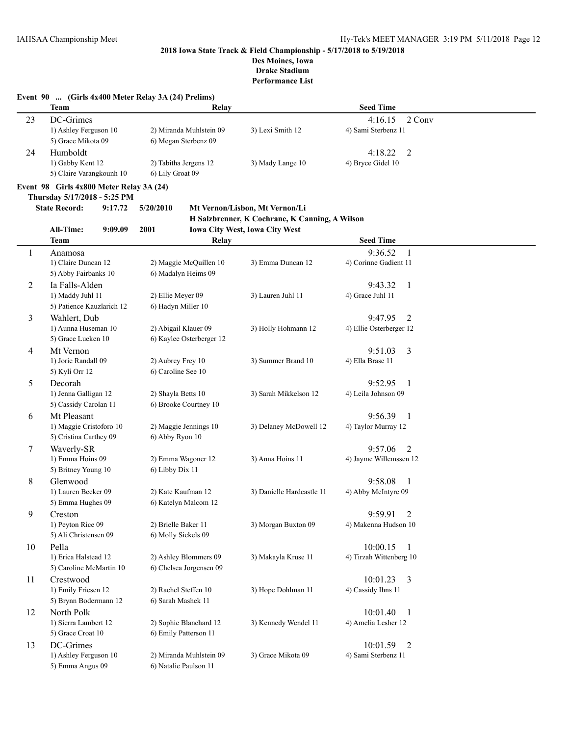**2018 Iowa State Track & Field Championship - 5/17/2018 to 5/19/2018**
**Des Moines, Iowa**
**Drake Stadium**
**Performance List**

**Event 90 ... (Girls 4x400 Meter Relay 3A (24) Prelims)**

| | Team | Relay | | Seed Time |
|---|---|---|---|---|
| 23 | DC-Grimes | | | 4:16.15 2 Conv |
| | 1) Ashley Ferguson 10 | 2) Miranda Muhlstein 09 | 3) Lexi Smith 12 | 4) Sami Sterbenz 11 |
| | 5) Grace Mikota 09 | 6) Megan Sterbenz 09 | | |
| 24 | Humboldt | | | 4:18.22 2 |
| | 1) Gabby Kent 12 | 2) Tabitha Jergens 12 | 3) Mady Lange 10 | 4) Bryce Gidel 10 |
| | 5) Claire Varangkounh 10 | 6) Lily Groat 09 | | |

**Event 98 Girls 4x800 Meter Relay 3A (24)**

**Thursday 5/17/2018 - 5:25 PM**

**State Record: 9:17.72 5/20/2010 Mt Vernon/Lisbon, Mt Vernon/Li**
**H Salzbrenner, K Cochrane, K Canning, A Wilson**

**All-Time: 9:09.09 2001 Iowa City West, Iowa City West**

| | Team | Relay | | Seed Time |
|---|---|---|---|---|
| 1 | Anamosa | | | 9:36.52 1 |
| | 1) Claire Duncan 12 | 2) Maggie McQuillen 10 | 3) Emma Duncan 12 | 4) Corinne Gadient 11 |
| | 5) Abby Fairbanks 10 | 6) Madalyn Heims 09 | | |
| 2 | Ia Falls-Alden | | | 9:43.32 1 |
| | 1) Maddy Juhl 11 | 2) Ellie Meyer 09 | 3) Lauren Juhl 11 | 4) Grace Juhl 11 |
| | 5) Patience Kauzlarich 12 | 6) Hadyn Miller 10 | | |
| 3 | Wahlert, Dub | | | 9:47.95 2 |
| | 1) Aunna Huseman 10 | 2) Abigail Klauer 09 | 3) Holly Hohmann 12 | 4) Ellie Osterberger 12 |
| | 5) Grace Lueken 10 | 6) Kaylee Osterberger 12 | | |
| 4 | Mt Vernon | | | 9:51.03 3 |
| | 1) Jorie Randall 09 | 2) Aubrey Frey 10 | 3) Summer Brand 10 | 4) Ella Brase 11 |
| | 5) Kyli Orr 12 | 6) Caroline See 10 | | |
| 5 | Decorah | | | 9:52.95 1 |
| | 1) Jenna Galligan 12 | 2) Shayla Betts 10 | 3) Sarah Mikkelson 12 | 4) Leila Johnson 09 |
| | 5) Cassidy Carolan 11 | 6) Brooke Courtney 10 | | |
| 6 | Mt Pleasant | | | 9:56.39 1 |
| | 1) Maggie Cristoforo 10 | 2) Maggie Jennings 10 | 3) Delaney McDowell 12 | 4) Taylor Murray 12 |
| | 5) Cristina Carthey 09 | 6) Abby Ryon 10 | | |
| 7 | Waverly-SR | | | 9:57.06 2 |
| | 1) Emma Hoins 09 | 2) Emma Wagoner 12 | 3) Anna Hoins 11 | 4) Jayme Willemssen 12 |
| | 5) Britney Young 10 | 6) Libby Dix 11 | | |
| 8 | Glenwood | | | 9:58.08 1 |
| | 1) Lauren Becker 09 | 2) Kate Kaufman 12 | 3) Danielle Hardcastle 11 | 4) Abby McIntyre 09 |
| | 5) Emma Hughes 09 | 6) Katelyn Malcom 12 | | |
| 9 | Creston | | | 9:59.91 2 |
| | 1) Peyton Rice 09 | 2) Brielle Baker 11 | 3) Morgan Buxton 09 | 4) Makenna Hudson 10 |
| | 5) Ali Christensen 09 | 6) Molly Sickels 09 | | |
| 10 | Pella | | | 10:00.15 1 |
| | 1) Erica Halstead 12 | 2) Ashley Blommers 09 | 3) Makayla Kruse 11 | 4) Tirzah Wittenberg 10 |
| | 5) Caroline McMartin 10 | 6) Chelsea Jorgensen 09 | | |
| 11 | Crestwood | | | 10:01.23 3 |
| | 1) Emily Friesen 12 | 2) Rachel Steffen 10 | 3) Hope Dohlman 11 | 4) Cassidy Ihns 11 |
| | 5) Brynn Bodermann 12 | 6) Sarah Mashek 11 | | |
| 12 | North Polk | | | 10:01.40 1 |
| | 1) Sierra Lambert 12 | 2) Sophie Blanchard 12 | 3) Kennedy Wendel 11 | 4) Amelia Lesher 12 |
| | 5) Grace Croat 10 | 6) Emily Patterson 11 | | |
| 13 | DC-Grimes | | | 10:01.59 2 |
| | 1) Ashley Ferguson 10 | 2) Miranda Muhlstein 09 | 3) Grace Mikota 09 | 4) Sami Sterbenz 11 |
| | 5) Emma Angus 09 | 6) Natalie Paulson 11 | | |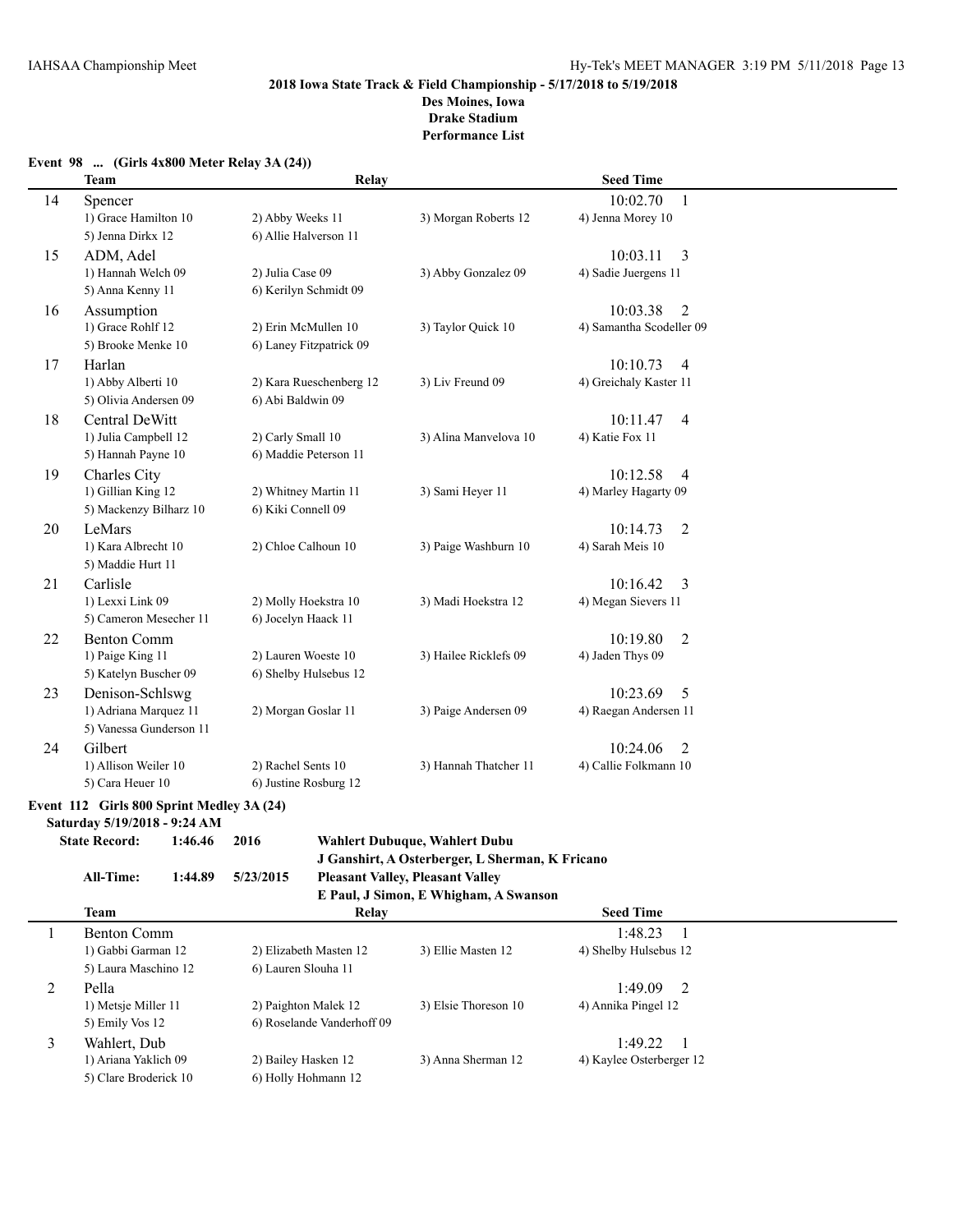**2018 Iowa State Track & Field Championship - 5/17/2018 to 5/19/2018**
**Des Moines, Iowa**
**Drake Stadium**
**Performance List**

### Event 98 ... (Girls 4x800 Meter Relay 3A (24))

| | Team | Relay | | Seed Time |
|---|---|---|---|---|
| 14 | Spencer | | | 10:02.70 1 |
| | 1) Grace Hamilton 10 | 2) Abby Weeks 11 | 3) Morgan Roberts 12 | 4) Jenna Morey 10 |
| | 5) Jenna Dirkx 12 | 6) Allie Halverson 11 | | |
| 15 | ADM, Adel | | | 10:03.11 3 |
| | 1) Hannah Welch 09 | 2) Julia Case 09 | 3) Abby Gonzalez 09 | 4) Sadie Juergens 11 |
| | 5) Anna Kenny 11 | 6) Kerilyn Schmidt 09 | | |
| 16 | Assumption | | | 10:03.38 2 |
| | 1) Grace Rohlf 12 | 2) Erin McMullen 10 | 3) Taylor Quick 10 | 4) Samantha Scodeller 09 |
| | 5) Brooke Menke 10 | 6) Laney Fitzpatrick 09 | | |
| 17 | Harlan | | | 10:10.73 4 |
| | 1) Abby Alberti 10 | 2) Kara Rueschenberg 12 | 3) Liv Freund 09 | 4) Greichaly Kaster 11 |
| | 5) Olivia Andersen 09 | 6) Abi Baldwin 09 | | |
| 18 | Central DeWitt | | | 10:11.47 4 |
| | 1) Julia Campbell 12 | 2) Carly Small 10 | 3) Alina Manvelova 10 | 4) Katie Fox 11 |
| | 5) Hannah Payne 10 | 6) Maddie Peterson 11 | | |
| 19 | Charles City | | | 10:12.58 4 |
| | 1) Gillian King 12 | 2) Whitney Martin 11 | 3) Sami Heyer 11 | 4) Marley Hagarty 09 |
| | 5) Mackenzy Bilharz 10 | 6) Kiki Connell 09 | | |
| 20 | LeMars | | | 10:14.73 2 |
| | 1) Kara Albrecht 10 | 2) Chloe Calhoun 10 | 3) Paige Washburn 10 | 4) Sarah Meis 10 |
| | 5) Maddie Hurt 11 | | | |
| 21 | Carlisle | | | 10:16.42 3 |
| | 1) Lexxi Link 09 | 2) Molly Hoekstra 10 | 3) Madi Hoekstra 12 | 4) Megan Sievers 11 |
| | 5) Cameron Mesecher 11 | 6) Jocelyn Haack 11 | | |
| 22 | Benton Comm | | | 10:19.80 2 |
| | 1) Paige King 11 | 2) Lauren Woeste 10 | 3) Hailee Ricklefs 09 | 4) Jaden Thys 09 |
| | 5) Katelyn Buscher 09 | 6) Shelby Hulsebus 12 | | |
| 23 | Denison-Schlswg | | | 10:23.69 5 |
| | 1) Adriana Marquez 11 | 2) Morgan Goslar 11 | 3) Paige Andersen 09 | 4) Raegan Andersen 11 |
| | 5) Vanessa Gunderson 11 | | | |
| 24 | Gilbert | | | 10:24.06 2 |
| | 1) Allison Weiler 10 | 2) Rachel Sents 10 | 3) Hannah Thatcher 11 | 4) Callie Folkmann 10 |
| | 5) Cara Heuer 10 | 6) Justine Rosburg 12 | | |

### Event 112 Girls 800 Sprint Medley 3A (24)

**Saturday 5/19/2018 - 9:24 AM**

**State Record:** 1:46.46 2016 Wahlert Dubuque, Wahlert Dubu
J Ganshirt, A Osterberger, L Sherman, K Fricano

**All-Time:** 1:44.89 5/23/2015 Pleasant Valley, Pleasant Valley
E Paul, J Simon, E Whigham, A Swanson

| | Team | Relay | | Seed Time |
|---|---|---|---|---|
| 1 | Benton Comm | | | 1:48.23 1 |
| | 1) Gabbi Garman 12 | 2) Elizabeth Masten 12 | 3) Ellie Masten 12 | 4) Shelby Hulsebus 12 |
| | 5) Laura Maschino 12 | 6) Lauren Slouha 11 | | |
| 2 | Pella | | | 1:49.09 2 |
| | 1) Metsje Miller 11 | 2) Paighton Malek 12 | 3) Elsie Thoreson 10 | 4) Annika Pingel 12 |
| | 5) Emily Vos 12 | 6) Roselande Vanderhoff 09 | | |
| 3 | Wahlert, Dub | | | 1:49.22 1 |
| | 1) Ariana Yaklich 09 | 2) Bailey Hasken 12 | 3) Anna Sherman 12 | 4) Kaylee Osterberger 12 |
| | 5) Clare Broderick 10 | 6) Holly Hohmann 12 | | |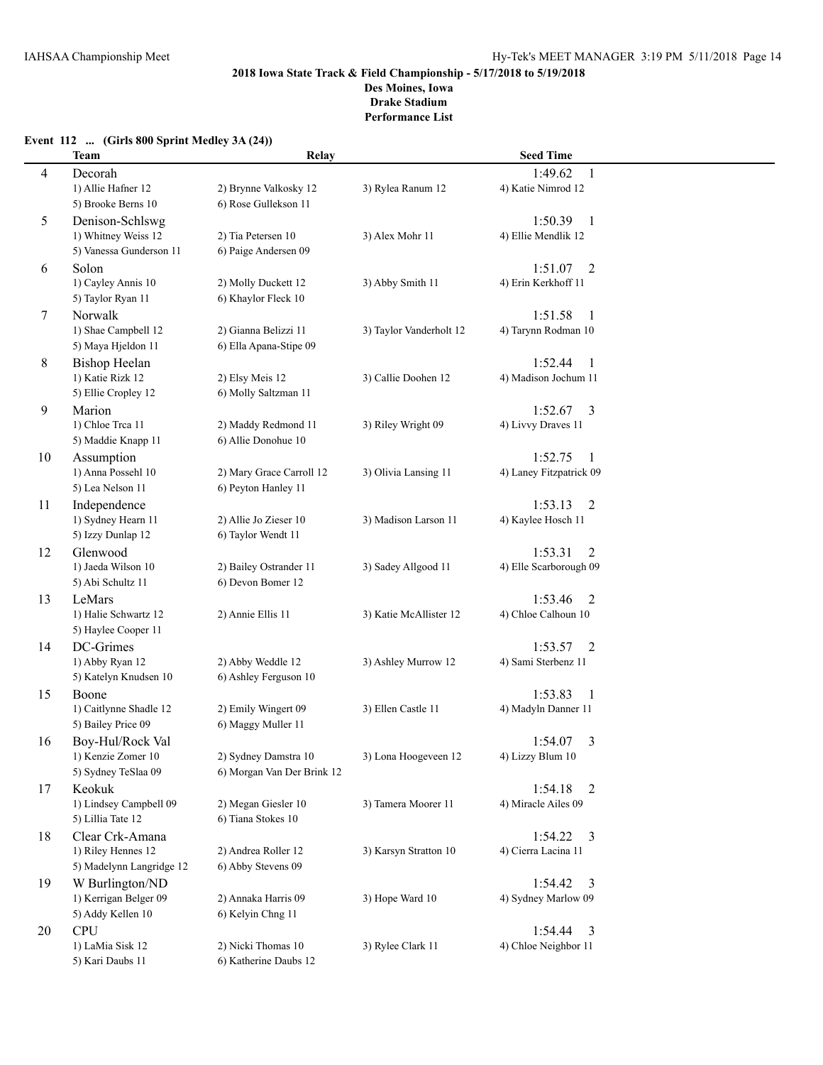**2018 Iowa State Track & Field Championship - 5/17/2018 to 5/19/2018**
**Des Moines, Iowa**
**Drake Stadium**
**Performance List**

### Event 112 ... (Girls 800 Sprint Medley 3A (24))

| | Team | Relay | | Seed Time |
|---|---|---|---|---|
| 4 | Decorah | | | 1:49.62 1 |
| | 1) Allie Hafner 12 | 2) Brynne Valkosky 12 | 3) Rylea Ranum 12 | 4) Katie Nimrod 12 |
| | 5) Brooke Berns 10 | 6) Rose Gullekson 11 | | |
| 5 | Denison-Schlswg | | | 1:50.39 1 |
| | 1) Whitney Weiss 12 | 2) Tia Petersen 10 | 3) Alex Mohr 11 | 4) Ellie Mendlik 12 |
| | 5) Vanessa Gunderson 11 | 6) Paige Andersen 09 | | |
| 6 | Solon | | | 1:51.07 2 |
| | 1) Cayley Annis 10 | 2) Molly Duckett 12 | 3) Abby Smith 11 | 4) Erin Kerkhoff 11 |
| | 5) Taylor Ryan 11 | 6) Khaylor Fleck 10 | | |
| 7 | Norwalk | | | 1:51.58 1 |
| | 1) Shae Campbell 12 | 2) Gianna Belizzi 11 | 3) Taylor Vanderholt 12 | 4) Tarynn Rodman 10 |
| | 5) Maya Hjeldon 11 | 6) Ella Apana-Stipe 09 | | |
| 8 | Bishop Heelan | | | 1:52.44 1 |
| | 1) Katie Rizk 12 | 2) Elsy Meis 12 | 3) Callie Doohen 12 | 4) Madison Jochum 11 |
| | 5) Ellie Cropley 12 | 6) Molly Saltzman 11 | | |
| 9 | Marion | | | 1:52.67 3 |
| | 1) Chloe Trca 11 | 2) Maddy Redmond 11 | 3) Riley Wright 09 | 4) Livvy Draves 11 |
| | 5) Maddie Knapp 11 | 6) Allie Donohue 10 | | |
| 10 | Assumption | | | 1:52.75 1 |
| | 1) Anna Possehl 10 | 2) Mary Grace Carroll 12 | 3) Olivia Lansing 11 | 4) Laney Fitzpatrick 09 |
| | 5) Lea Nelson 11 | 6) Peyton Hanley 11 | | |
| 11 | Independence | | | 1:53.13 2 |
| | 1) Sydney Hearn 11 | 2) Allie Jo Zieser 10 | 3) Madison Larson 11 | 4) Kaylee Hosch 11 |
| | 5) Izzy Dunlap 12 | 6) Taylor Wendt 11 | | |
| 12 | Glenwood | | | 1:53.31 2 |
| | 1) Jaeda Wilson 10 | 2) Bailey Ostrander 11 | 3) Sadey Allgood 11 | 4) Elle Scarborough 09 |
| | 5) Abi Schultz 11 | 6) Devon Bomer 12 | | |
| 13 | LeMars | | | 1:53.46 2 |
| | 1) Halie Schwartz 12 | 2) Annie Ellis 11 | 3) Katie McAllister 12 | 4) Chloe Calhoun 10 |
| | 5) Haylee Cooper 11 | | | |
| 14 | DC-Grimes | | | 1:53.57 2 |
| | 1) Abby Ryan 12 | 2) Abby Weddle 12 | 3) Ashley Murrow 12 | 4) Sami Sterbenz 11 |
| | 5) Katelyn Knudsen 10 | 6) Ashley Ferguson 10 | | |
| 15 | Boone | | | 1:53.83 1 |
| | 1) Caitlynne Shadle 12 | 2) Emily Wingert 09 | 3) Ellen Castle 11 | 4) Madyln Danner 11 |
| | 5) Bailey Price 09 | 6) Maggy Muller 11 | | |
| 16 | Boy-Hul/Rock Val | | | 1:54.07 3 |
| | 1) Kenzie Zomer 10 | 2) Sydney Damstra 10 | 3) Lona Hoogeveen 12 | 4) Lizzy Blum 10 |
| | 5) Sydney TeSlaa 09 | 6) Morgan Van Der Brink 12 | | |
| 17 | Keokuk | | | 1:54.18 2 |
| | 1) Lindsey Campbell 09 | 2) Megan Giesler 10 | 3) Tamera Moorer 11 | 4) Miracle Ailes 09 |
| | 5) Lillia Tate 12 | 6) Tiana Stokes 10 | | |
| 18 | Clear Crk-Amana | | | 1:54.22 3 |
| | 1) Riley Hennes 12 | 2) Andrea Roller 12 | 3) Karsyn Stratton 10 | 4) Cierra Lacina 11 |
| | 5) Madelynn Langridge 12 | 6) Abby Stevens 09 | | |
| 19 | W Burlington/ND | | | 1:54.42 3 |
| | 1) Kerrigan Belger 09 | 2) Annaka Harris 09 | 3) Hope Ward 10 | 4) Sydney Marlow 09 |
| | 5) Addy Kellen 10 | 6) Kelyin Chng 11 | | |
| 20 | CPU | | | 1:54.44 3 |
| | 1) LaMia Sisk 12 | 2) Nicki Thomas 10 | 3) Rylee Clark 11 | 4) Chloe Neighbor 11 |
| | 5) Kari Daubs 11 | 6) Katherine Daubs 12 | | |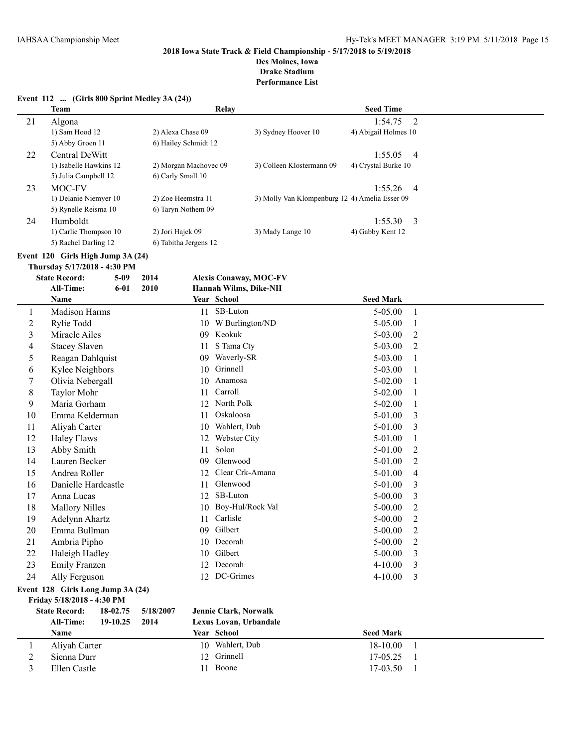**2018 Iowa State Track & Field Championship - 5/17/2018 to 5/19/2018**
**Des Moines, Iowa**
**Drake Stadium**
**Performance List**

### Event 112 ... (Girls 800 Sprint Medley 3A (24))

| | Team | Relay | | Seed Time | |
|---|---|---|---|---|---|
| 21 | Algona | | | 1:54.75 | 2 |
| | 1) Sam Hood 12 | 2) Alexa Chase 09 | 3) Sydney Hoover 10 | 4) Abigail Holmes 10 | |
| | 5) Abby Groen 11 | 6) Hailey Schmidt 12 | | | |
| 22 | Central DeWitt | | | 1:55.05 | 4 |
| | 1) Isabelle Hawkins 12 | 2) Morgan Machovec 09 | 3) Colleen Klostermann 09 | 4) Crystal Burke 10 | |
| | 5) Julia Campbell 12 | 6) Carly Small 10 | | | |
| 23 | MOC-FV | | | 1:55.26 | 4 |
| | 1) Delanie Niemyer 10 | 2) Zoe Heemstra 11 | 3) Molly Van Klompenburg 12 | 4) Amelia Esser 09 | |
| | 5) Rynelle Reisma 10 | 6) Taryn Nothem 09 | | | |
| 24 | Humboldt | | | 1:55.30 | 3 |
| | 1) Carlie Thompson 10 | 2) Jori Hajek 09 | 3) Mady Lange 10 | 4) Gabby Kent 12 | |
| | 5) Rachel Darling 12 | 6) Tabitha Jergens 12 | | | |

### Event 120 Girls High Jump 3A (24)

**Thursday 5/17/2018 - 4:30 PM**

**State Record:** 5-09 2014 **Alexis Conaway, MOC-FV**
**All-Time:** 6-01 2010 **Hannah Wilms, Dike-NH**

| | Name | Year | School | Seed Mark | |
|---|---|---|---|---|---|
| 1 | Madison Harms | 11 | SB-Luton | 5-05.00 | 1 |
| 2 | Rylie Todd | 10 | W Burlington/ND | 5-05.00 | 1 |
| 3 | Miracle Ailes | 09 | Keokuk | 5-03.00 | 2 |
| 4 | Stacey Slaven | 11 | S Tama Cty | 5-03.00 | 2 |
| 5 | Reagan Dahlquist | 09 | Waverly-SR | 5-03.00 | 1 |
| 6 | Kylee Neighbors | 10 | Grinnell | 5-03.00 | 1 |
| 7 | Olivia Nebergall | 10 | Anamosa | 5-02.00 | 1 |
| 8 | Taylor Mohr | 11 | Carroll | 5-02.00 | 1 |
| 9 | Maria Gorham | 12 | North Polk | 5-02.00 | 1 |
| 10 | Emma Kelderman | 11 | Oskaloosa | 5-01.00 | 3 |
| 11 | Aliyah Carter | 10 | Wahlert, Dub | 5-01.00 | 3 |
| 12 | Haley Flaws | 12 | Webster City | 5-01.00 | 1 |
| 13 | Abby Smith | 11 | Solon | 5-01.00 | 2 |
| 14 | Lauren Becker | 09 | Glenwood | 5-01.00 | 2 |
| 15 | Andrea Roller | 12 | Clear Crk-Amana | 5-01.00 | 4 |
| 16 | Danielle Hardcastle | 11 | Glenwood | 5-01.00 | 3 |
| 17 | Anna Lucas | 12 | SB-Luton | 5-00.00 | 3 |
| 18 | Mallory Nilles | 10 | Boy-Hul/Rock Val | 5-00.00 | 2 |
| 19 | Adelynn Ahartz | 11 | Carlisle | 5-00.00 | 2 |
| 20 | Emma Bullman | 09 | Gilbert | 5-00.00 | 2 |
| 21 | Ambria Pipho | 10 | Decorah | 5-00.00 | 2 |
| 22 | Haleigh Hadley | 10 | Gilbert | 5-00.00 | 3 |
| 23 | Emily Franzen | 12 | Decorah | 4-10.00 | 3 |
| 24 | Ally Ferguson | 12 | DC-Grimes | 4-10.00 | 3 |

### Event 128 Girls Long Jump 3A (24)

**Friday 5/18/2018 - 4:30 PM**

**State Record:** 18-02.75 5/18/2007 **Jennie Clark, Norwalk**
**All-Time:** 19-10.25 2014 **Lexus Lovan, Urbandale**

| | Name | Year | School | Seed Mark | |
|---|---|---|---|---|---|
| 1 | Aliyah Carter | 10 | Wahlert, Dub | 18-10.00 | 1 |
| 2 | Sienna Durr | 12 | Grinnell | 17-05.25 | 1 |
| 3 | Ellen Castle | 11 | Boone | 17-03.50 | 1 |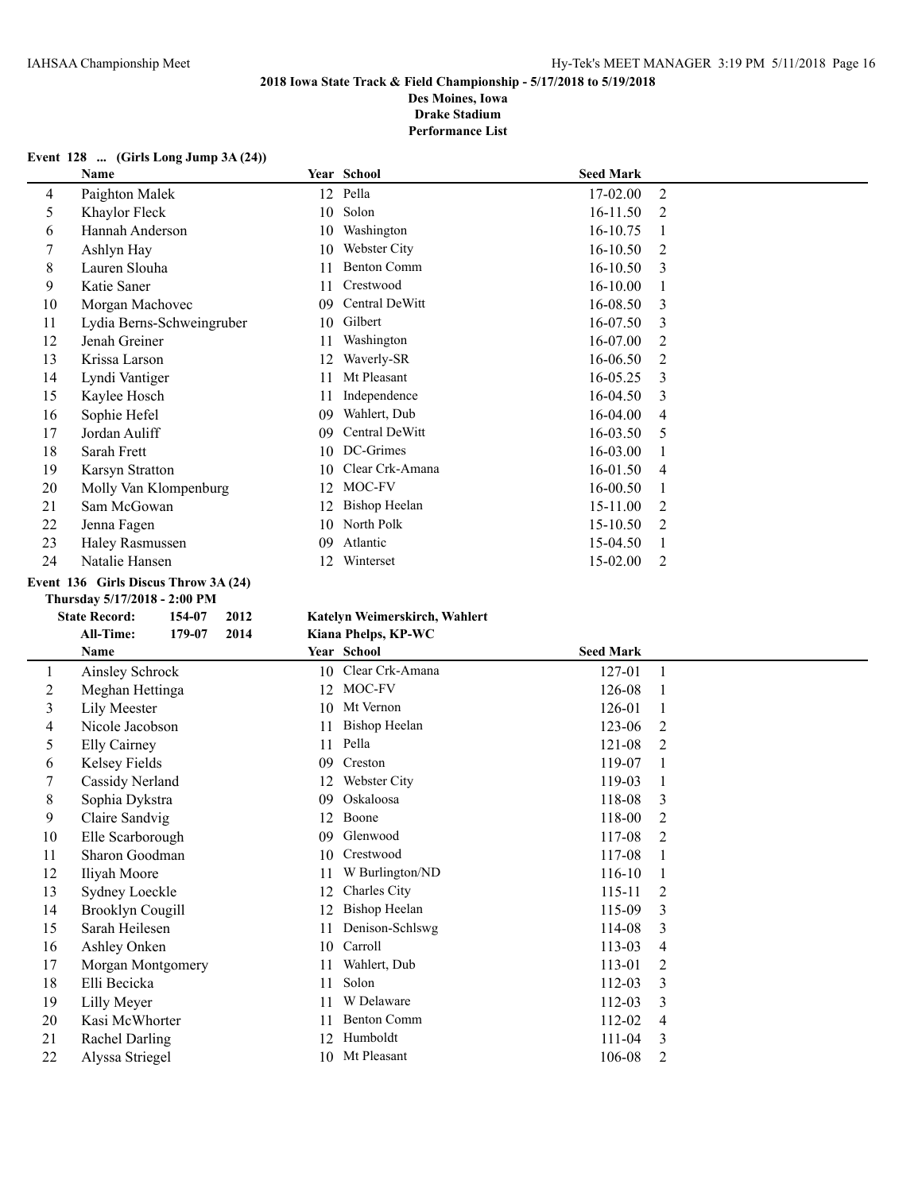**2018 Iowa State Track & Field Championship - 5/17/2018 to 5/19/2018**

**Des Moines, Iowa**

**Drake Stadium**

**Performance List**

**Event 128 ... (Girls Long Jump 3A (24))**

| | Name | Year | School | Seed Mark | |
|---|---|---|---|---|---|
| 4 | Paighton Malek | 12 | Pella | 17-02.00 | 2 |
| 5 | Khaylor Fleck | 10 | Solon | 16-11.50 | 2 |
| 6 | Hannah Anderson | 10 | Washington | 16-10.75 | 1 |
| 7 | Ashlyn Hay | 10 | Webster City | 16-10.50 | 2 |
| 8 | Lauren Slouha | 11 | Benton Comm | 16-10.50 | 3 |
| 9 | Katie Saner | 11 | Crestwood | 16-10.00 | 1 |
| 10 | Morgan Machovec | 09 | Central DeWitt | 16-08.50 | 3 |
| 11 | Lydia Berns-Schweingruber | 10 | Gilbert | 16-07.50 | 3 |
| 12 | Jenah Greiner | 11 | Washington | 16-07.00 | 2 |
| 13 | Krissa Larson | 12 | Waverly-SR | 16-06.50 | 2 |
| 14 | Lyndi Vantiger | 11 | Mt Pleasant | 16-05.25 | 3 |
| 15 | Kaylee Hosch | 11 | Independence | 16-04.50 | 3 |
| 16 | Sophie Hefel | 09 | Wahlert, Dub | 16-04.00 | 4 |
| 17 | Jordan Auliff | 09 | Central DeWitt | 16-03.50 | 5 |
| 18 | Sarah Frett | 10 | DC-Grimes | 16-03.00 | 1 |
| 19 | Karsyn Stratton | 10 | Clear Crk-Amana | 16-01.50 | 4 |
| 20 | Molly Van Klompenburg | 12 | MOC-FV | 16-00.50 | 1 |
| 21 | Sam McGowan | 12 | Bishop Heelan | 15-11.00 | 2 |
| 22 | Jenna Fagen | 10 | North Polk | 15-10.50 | 2 |
| 23 | Haley Rasmussen | 09 | Atlantic | 15-04.50 | 1 |
| 24 | Natalie Hansen | 12 | Winterset | 15-02.00 | 2 |

**Event 136 Girls Discus Throw 3A (24)**

**Thursday 5/17/2018 - 2:00 PM**

**State Record:** 154-07 2012 Katelyn Weimerskirch, Wahlert

**All-Time:** 179-07 2014 Kiana Phelps, KP-WC

| | Name | Year | School | Seed Mark | |
|---|---|---|---|---|---|
| 1 | Ainsley Schrock | 10 | Clear Crk-Amana | 127-01 | 1 |
| 2 | Meghan Hettinga | 12 | MOC-FV | 126-08 | 1 |
| 3 | Lily Meester | 10 | Mt Vernon | 126-01 | 1 |
| 4 | Nicole Jacobson | 11 | Bishop Heelan | 123-06 | 2 |
| 5 | Elly Cairney | 11 | Pella | 121-08 | 2 |
| 6 | Kelsey Fields | 09 | Creston | 119-07 | 1 |
| 7 | Cassidy Nerland | 12 | Webster City | 119-03 | 1 |
| 8 | Sophia Dykstra | 09 | Oskaloosa | 118-08 | 3 |
| 9 | Claire Sandvig | 12 | Boone | 118-00 | 2 |
| 10 | Elle Scarborough | 09 | Glenwood | 117-08 | 2 |
| 11 | Sharon Goodman | 10 | Crestwood | 117-08 | 1 |
| 12 | Iliyah Moore | 11 | W Burlington/ND | 116-10 | 1 |
| 13 | Sydney Loeckle | 12 | Charles City | 115-11 | 2 |
| 14 | Brooklyn Cougill | 12 | Bishop Heelan | 115-09 | 3 |
| 15 | Sarah Heilesen | 11 | Denison-Schlswg | 114-08 | 3 |
| 16 | Ashley Onken | 10 | Carroll | 113-03 | 4 |
| 17 | Morgan Montgomery | 11 | Wahlert, Dub | 113-01 | 2 |
| 18 | Elli Becicka | 11 | Solon | 112-03 | 3 |
| 19 | Lilly Meyer | 11 | W Delaware | 112-03 | 3 |
| 20 | Kasi McWhorter | 11 | Benton Comm | 112-02 | 4 |
| 21 | Rachel Darling | 12 | Humboldt | 111-04 | 3 |
| 22 | Alyssa Striegel | 10 | Mt Pleasant | 106-08 | 2 |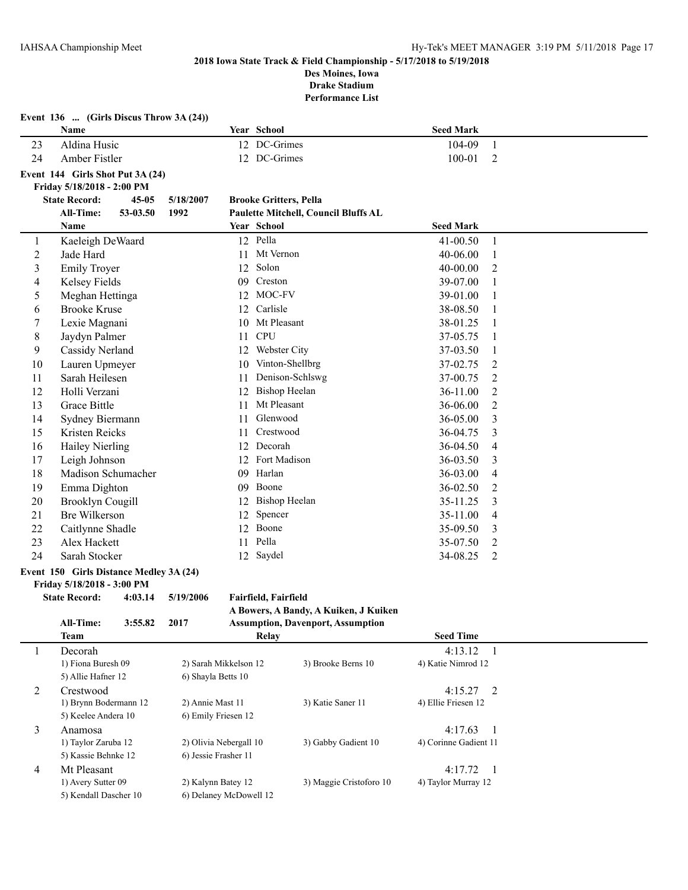## 2018 Iowa State Track & Field Championship - 5/17/2018 to 5/19/2018

**Des Moines, Iowa**
**Drake Stadium**
**Performance List**

### Event 136 ... (Girls Discus Throw 3A (24))

| | Name | Year | School | Seed Mark | |
|---|---|---|---|---|---|
| 23 | Aldina Husic | 12 | DC-Grimes | 104-09 | 1 |
| 24 | Amber Fistler | 12 | DC-Grimes | 100-01 | 2 |

### Event 144 Girls Shot Put 3A (24)

**Friday 5/18/2018 - 2:00 PM**

**State Record:** 45-05 5/18/2007 **Brooke Gritters, Pella**
**All-Time:** 53-03.50 1992 **Paulette Mitchell, Council Bluffs AL**

| | Name | Year | School | Seed Mark | |
|---|---|---|---|---|---|
| 1 | Kaeleigh DeWaard | 12 | Pella | 41-00.50 | 1 |
| 2 | Jade Hard | 11 | Mt Vernon | 40-06.00 | 1 |
| 3 | Emily Troyer | 12 | Solon | 40-00.00 | 2 |
| 4 | Kelsey Fields | 09 | Creston | 39-07.00 | 1 |
| 5 | Meghan Hettinga | 12 | MOC-FV | 39-01.00 | 1 |
| 6 | Brooke Kruse | 12 | Carlisle | 38-08.50 | 1 |
| 7 | Lexie Magnani | 10 | Mt Pleasant | 38-01.25 | 1 |
| 8 | Jaydyn Palmer | 11 | CPU | 37-05.75 | 1 |
| 9 | Cassidy Nerland | 12 | Webster City | 37-03.50 | 1 |
| 10 | Lauren Upmeyer | 10 | Vinton-Shellbrg | 37-02.75 | 2 |
| 11 | Sarah Heilesen | 11 | Denison-Schlswg | 37-00.75 | 2 |
| 12 | Holli Verzani | 12 | Bishop Heelan | 36-11.00 | 2 |
| 13 | Grace Bittle | 11 | Mt Pleasant | 36-06.00 | 2 |
| 14 | Sydney Biermann | 11 | Glenwood | 36-05.00 | 3 |
| 15 | Kristen Reicks | 11 | Crestwood | 36-04.75 | 3 |
| 16 | Hailey Nierling | 12 | Decorah | 36-04.50 | 4 |
| 17 | Leigh Johnson | 12 | Fort Madison | 36-03.50 | 3 |
| 18 | Madison Schumacher | 09 | Harlan | 36-03.00 | 4 |
| 19 | Emma Dighton | 09 | Boone | 36-02.50 | 2 |
| 20 | Brooklyn Cougill | 12 | Bishop Heelan | 35-11.25 | 3 |
| 21 | Bre Wilkerson | 12 | Spencer | 35-11.00 | 4 |
| 22 | Caitlynne Shadle | 12 | Boone | 35-09.50 | 3 |
| 23 | Alex Hackett | 11 | Pella | 35-07.50 | 2 |
| 24 | Sarah Stocker | 12 | Saydel | 34-08.25 | 2 |

### Event 150 Girls Distance Medley 3A (24)

**Friday 5/18/2018 - 3:00 PM**

**State Record:** 4:03.14 5/19/2006 **Fairfield, Fairfield**
**A Bowers, A Bandy, A Kuiken, J Kuiken**
**All-Time:** 3:55.82 2017 **Assumption, Davenport, Assumption**

| | Team | Relay | | Seed Time | |
|---|---|---|---|---|---|
| 1 | Decorah | | | 4:13.12 | 1 |
| | 1) Fiona Buresh 09 | 2) Sarah Mikkelson 12 | 3) Brooke Berns 10 | 4) Katie Nimrod 12 | |
| | 5) Allie Hafner 12 | 6) Shayla Betts 10 | | | |
| 2 | Crestwood | | | 4:15.27 | 2 |
| | 1) Brynn Bodermann 12 | 2) Annie Mast 11 | 3) Katie Saner 11 | 4) Ellie Friesen 12 | |
| | 5) Keelee Andera 10 | 6) Emily Friesen 12 | | | |
| 3 | Anamosa | | | 4:17.63 | 1 |
| | 1) Taylor Zaruba 12 | 2) Olivia Nebergall 10 | 3) Gabby Gadient 10 | 4) Corinne Gadient 11 | |
| | 5) Kassie Behnke 12 | 6) Jessie Frasher 11 | | | |
| 4 | Mt Pleasant | | | 4:17.72 | 1 |
| | 1) Avery Sutter 09 | 2) Kalynn Batey 12 | 3) Maggie Cristoforo 10 | 4) Taylor Murray 12 | |
| | 5) Kendall Dascher 10 | 6) Delaney McDowell 12 | | | |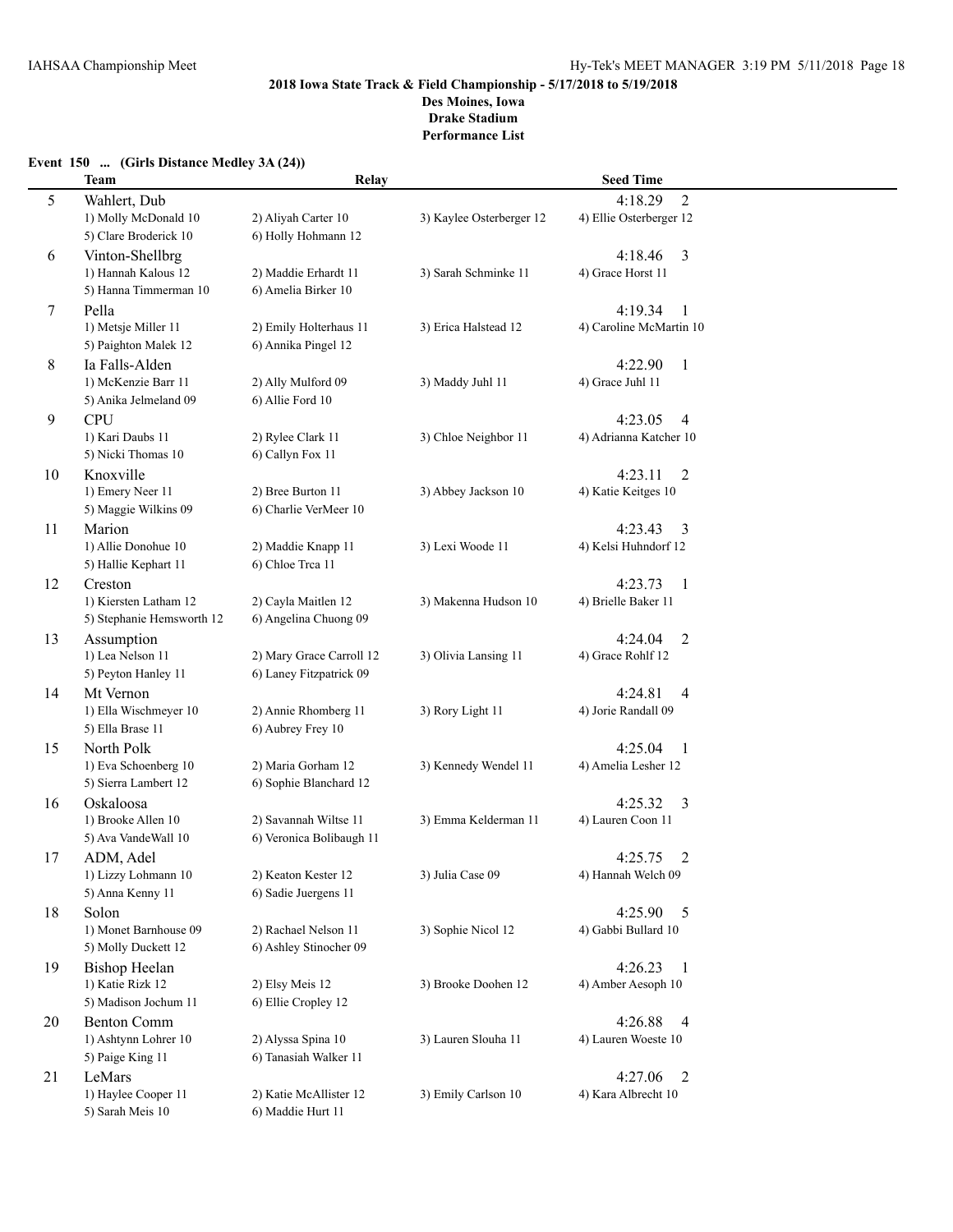**2018 Iowa State Track & Field Championship - 5/17/2018 to 5/19/2018**
**Des Moines, Iowa**
**Drake Stadium**
**Performance List**

**Event 150 ... (Girls Distance Medley 3A (24))**

| | Team | Relay | | Seed Time | |
|---|---|---|---|---|---|
| 5 | Wahlert, Dub | | | 4:18.29 | 2 |
| | 1) Molly McDonald 10 | 2) Aliyah Carter 10 | 3) Kaylee Osterberger 12 | 4) Ellie Osterberger 12 | |
| | 5) Clare Broderick 10 | 6) Holly Hohmann 12 | | | |
| 6 | Vinton-Shellbrg | | | 4:18.46 | 3 |
| | 1) Hannah Kalous 12 | 2) Maddie Erhardt 11 | 3) Sarah Schminke 11 | 4) Grace Horst 11 | |
| | 5) Hanna Timmerman 10 | 6) Amelia Birker 10 | | | |
| 7 | Pella | | | 4:19.34 | 1 |
| | 1) Metsje Miller 11 | 2) Emily Holterhaus 11 | 3) Erica Halstead 12 | 4) Caroline McMartin 10 | |
| | 5) Paighton Malek 12 | 6) Annika Pingel 12 | | | |
| 8 | Ia Falls-Alden | | | 4:22.90 | 1 |
| | 1) McKenzie Barr 11 | 2) Ally Mulford 09 | 3) Maddy Juhl 11 | 4) Grace Juhl 11 | |
| | 5) Anika Jelmeland 09 | 6) Allie Ford 10 | | | |
| 9 | CPU | | | 4:23.05 | 4 |
| | 1) Kari Daubs 11 | 2) Rylee Clark 11 | 3) Chloe Neighbor 11 | 4) Adrianna Katcher 10 | |
| | 5) Nicki Thomas 10 | 6) Callyn Fox 11 | | | |
| 10 | Knoxville | | | 4:23.11 | 2 |
| | 1) Emery Neer 11 | 2) Bree Burton 11 | 3) Abbey Jackson 10 | 4) Katie Keitges 10 | |
| | 5) Maggie Wilkins 09 | 6) Charlie VerMeer 10 | | | |
| 11 | Marion | | | 4:23.43 | 3 |
| | 1) Allie Donohue 10 | 2) Maddie Knapp 11 | 3) Lexi Woode 11 | 4) Kelsi Huhndorf 12 | |
| | 5) Hallie Kephart 11 | 6) Chloe Trca 11 | | | |
| 12 | Creston | | | 4:23.73 | 1 |
| | 1) Kiersten Latham 12 | 2) Cayla Maitlen 12 | 3) Makenna Hudson 10 | 4) Brielle Baker 11 | |
| | 5) Stephanie Hemsworth 12 | 6) Angelina Chuong 09 | | | |
| 13 | Assumption | | | 4:24.04 | 2 |
| | 1) Lea Nelson 11 | 2) Mary Grace Carroll 12 | 3) Olivia Lansing 11 | 4) Grace Rohlf 12 | |
| | 5) Peyton Hanley 11 | 6) Laney Fitzpatrick 09 | | | |
| 14 | Mt Vernon | | | 4:24.81 | 4 |
| | 1) Ella Wischmeyer 10 | 2) Annie Rhomberg 11 | 3) Rory Light 11 | 4) Jorie Randall 09 | |
| | 5) Ella Brase 11 | 6) Aubrey Frey 10 | | | |
| 15 | North Polk | | | 4:25.04 | 1 |
| | 1) Eva Schoenberg 10 | 2) Maria Gorham 12 | 3) Kennedy Wendel 11 | 4) Amelia Lesher 12 | |
| | 5) Sierra Lambert 12 | 6) Sophie Blanchard 12 | | | |
| 16 | Oskaloosa | | | 4:25.32 | 3 |
| | 1) Brooke Allen 10 | 2) Savannah Wiltse 11 | 3) Emma Kelderman 11 | 4) Lauren Coon 11 | |
| | 5) Ava VandeWall 10 | 6) Veronica Bolibaugh 11 | | | |
| 17 | ADM, Adel | | | 4:25.75 | 2 |
| | 1) Lizzy Lohmann 10 | 2) Keaton Kester 12 | 3) Julia Case 09 | 4) Hannah Welch 09 | |
| | 5) Anna Kenny 11 | 6) Sadie Juergens 11 | | | |
| 18 | Solon | | | 4:25.90 | 5 |
| | 1) Monet Barnhouse 09 | 2) Rachael Nelson 11 | 3) Sophie Nicol 12 | 4) Gabbi Bullard 10 | |
| | 5) Molly Duckett 12 | 6) Ashley Stinocher 09 | | | |
| 19 | Bishop Heelan | | | 4:26.23 | 1 |
| | 1) Katie Rizk 12 | 2) Elsy Meis 12 | 3) Brooke Doohen 12 | 4) Amber Aesoph 10 | |
| | 5) Madison Jochum 11 | 6) Ellie Cropley 12 | | | |
| 20 | Benton Comm | | | 4:26.88 | 4 |
| | 1) Ashtynn Lohrer 10 | 2) Alyssa Spina 10 | 3) Lauren Slouha 11 | 4) Lauren Woeste 10 | |
| | 5) Paige King 11 | 6) Tanasiah Walker 11 | | | |
| 21 | LeMars | | | 4:27.06 | 2 |
| | 1) Haylee Cooper 11 | 2) Katie McAllister 12 | 3) Emily Carlson 10 | 4) Kara Albrecht 10 | |
| | 5) Sarah Meis 10 | 6) Maddie Hurt 11 | | | |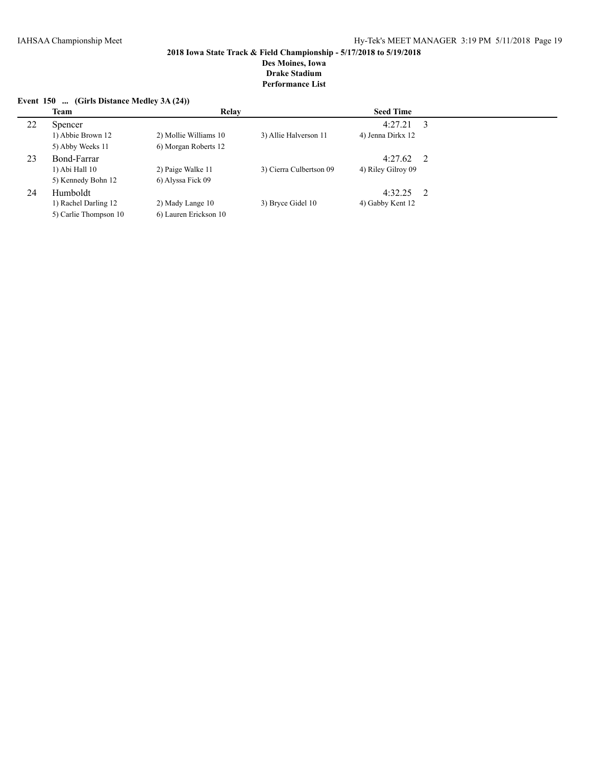**2018 Iowa State Track & Field Championship - 5/17/2018 to 5/19/2018**

**Des Moines, Iowa**

**Drake Stadium**

**Performance List**

**Event 150 ... (Girls Distance Medley 3A (24))**

| | Team | Relay | | | Seed Time | |
|---|---|---|---|---|---|---|
| 22 | Spencer | | | | 4:27.21 | 3 |
| | 1) Abbie Brown 12 | 2) Mollie Williams 10 | 3) Allie Halverson 11 | 4) Jenna Dirkx 12 | | |
| | 5) Abby Weeks 11 | 6) Morgan Roberts 12 | | | | |
| 23 | Bond-Farrar | | | | 4:27.62 | 2 |
| | 1) Abi Hall 10 | 2) Paige Walke 11 | 3) Cierra Culbertson 09 | 4) Riley Gilroy 09 | | |
| | 5) Kennedy Bohn 12 | 6) Alyssa Fick 09 | | | | |
| 24 | Humboldt | | | | 4:32.25 | 2 |
| | 1) Rachel Darling 12 | 2) Mady Lange 10 | 3) Bryce Gidel 10 | 4) Gabby Kent 12 | | |
| | 5) Carlie Thompson 10 | 6) Lauren Erickson 10 | | | | |